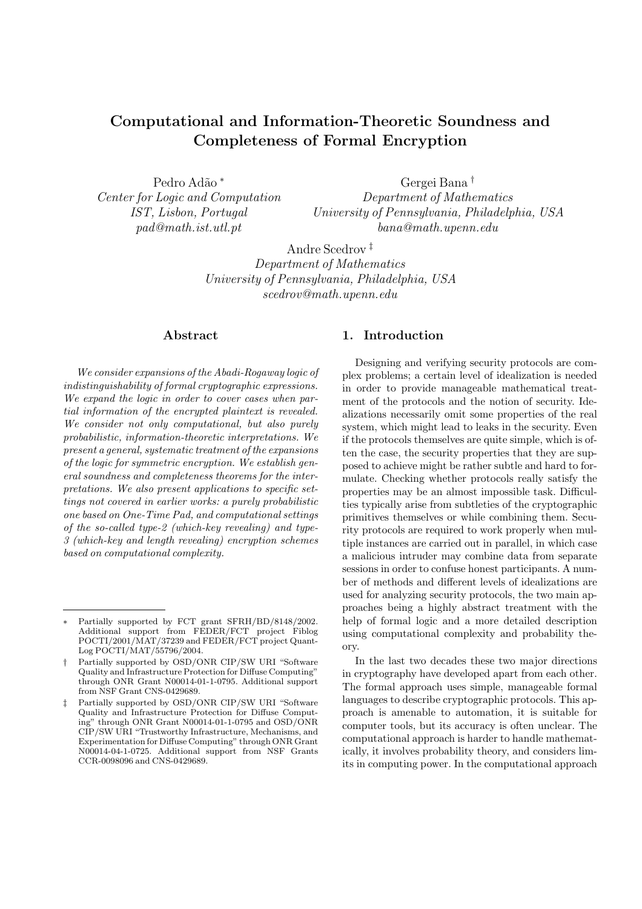# Computational and Information-Theoretic Soundness and Completeness of Formal Encryption

Pedro Adão [*]
*Center for Logic and Computation*
*IST, Lisbon, Portugal*
*pad@math.ist.utl.pt*

Gergei Bana [†]
*Department of Mathematics*
*University of Pennsylvania, Philadelphia, USA*
*bana@math.upenn.edu*

Andre Scedrov [‡]
*Department of Mathematics*
*University of Pennsylvania, Philadelphia, USA*
*scedrov@math.upenn.edu*

## Abstract

*We consider expansions of the Abadi-Rogaway logic of indistinguishability of formal cryptographic expressions. We expand the logic in order to cover cases when partial information of the encrypted plaintext is revealed. We consider not only computational, but also purely probabilistic, information-theoretic interpretations. We present a general, systematic treatment of the expansions of the logic for symmetric encryption. We establish general soundness and completeness theorems for the interpretations. We also present applications to specific settings not covered in earlier works: a purely probabilistic one based on One-Time Pad, and computational settings of the so-called type-2 (which-key revealing) and type-3 (which-key and length revealing) encryption schemes based on computational complexity.*

## 1. Introduction

Designing and verifying security protocols are complex problems; a certain level of idealization is needed in order to provide manageable mathematical treatment of the protocols and the notion of security. Idealizations necessarily omit some properties of the real system, which might lead to leaks in the security. Even if the protocols themselves are quite simple, which is often the case, the security properties that they are supposed to achieve might be rather subtle and hard to formulate. Checking whether protocols really satisfy the properties may be an almost impossible task. Difficulties typically arise from subtleties of the cryptographic primitives themselves or while combining them. Security protocols are required to work properly when multiple instances are carried out in parallel, in which case a malicious intruder may combine data from separate sessions in order to confuse honest participants. A number of methods and different levels of idealizations are used for analyzing security protocols, the two main approaches being a highly abstract treatment with the help of formal logic and a more detailed description using computational complexity and probability theory.

In the last two decades these two major directions in cryptography have developed apart from each other. The formal approach uses simple, manageable formal languages to describe cryptographic protocols. This approach is amenable to automation, it is suitable for computer tools, but its accuracy is often unclear. The computational approach is harder to handle mathematically, it involves probability theory, and considers limits in computing power. In the computational approach

---

[*] Partially supported by FCT grant SFRH/BD/8148/2002. Additional support from FEDER/FCT project Fiblog POCTI/2001/MAT/37239 and FEDER/FCT project QuantLog POCTI/MAT/55796/2004.

[†] Partially supported by OSD/ONR CIP/SW URI "Software Quality and Infrastructure Protection for Diffuse Computing" through ONR Grant N00014-01-1-0795. Additional support from NSF Grant CNS-0429689.

[‡] Partially supported by OSD/ONR CIP/SW URI "Software Quality and Infrastructure Protection for Diffuse Computing" through ONR Grant N00014-01-1-0795 and OSD/ONR CIP/SW URI "Trustworthy Infrastructure, Mechanisms, and Experimentation for Diffuse Computing" through ONR Grant N00014-04-1-0725. Additional support from NSF Grants CCR-0098096 and CNS-0429689.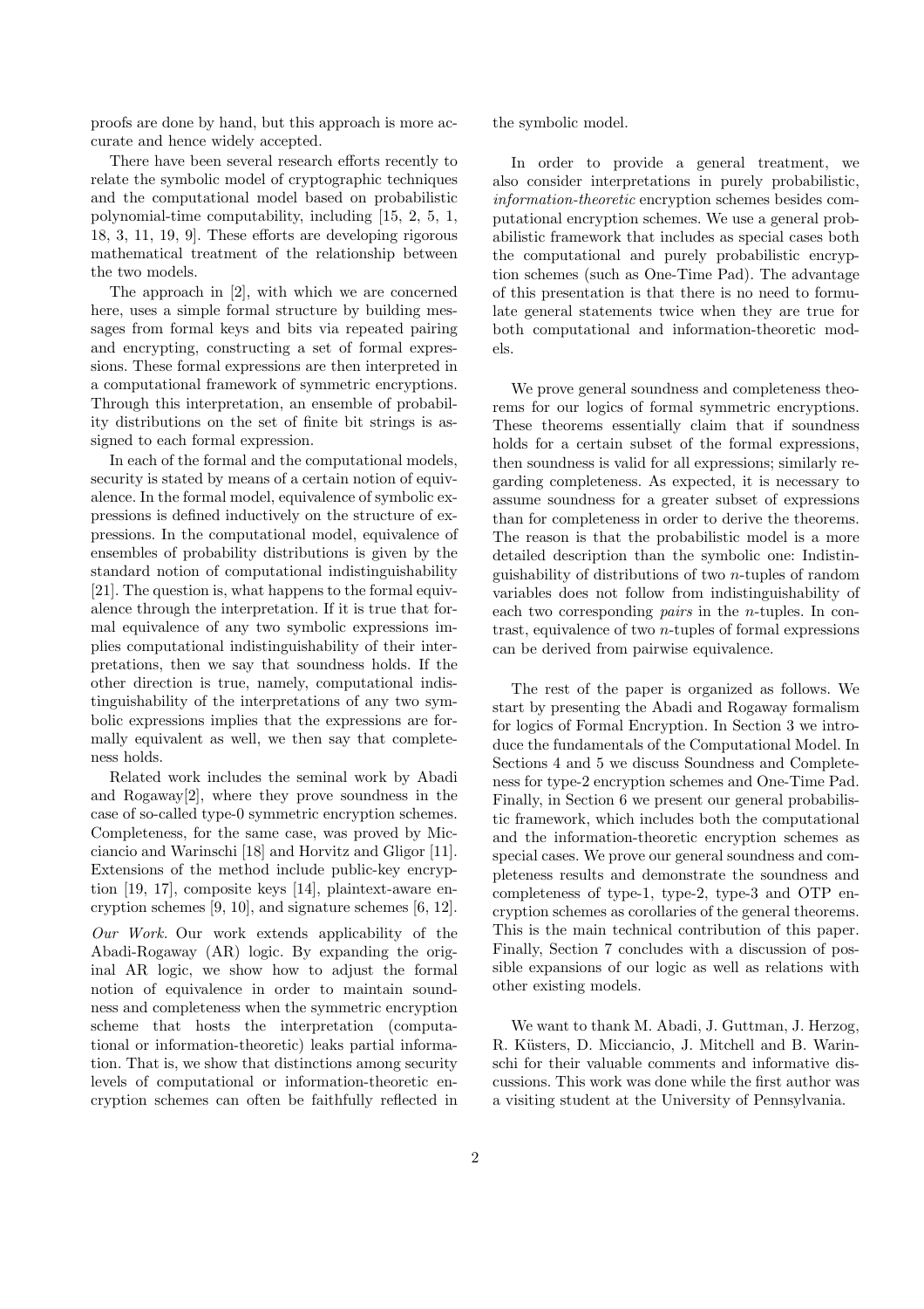proofs are done by hand, but this approach is more accurate and hence widely accepted.

There have been several research efforts recently to relate the symbolic model of cryptographic techniques and the computational model based on probabilistic polynomial-time computability, including [15, 2, 5, 1, 18, 3, 11, 19, 9]. These efforts are developing rigorous mathematical treatment of the relationship between the two models.

The approach in [2], with which we are concerned here, uses a simple formal structure by building messages from formal keys and bits via repeated pairing and encrypting, constructing a set of formal expressions. These formal expressions are then interpreted in a computational framework of symmetric encryptions. Through this interpretation, an ensemble of probability distributions on the set of finite bit strings is assigned to each formal expression.

In each of the formal and the computational models, security is stated by means of a certain notion of equivalence. In the formal model, equivalence of symbolic expressions is defined inductively on the structure of expressions. In the computational model, equivalence of ensembles of probability distributions is given by the standard notion of computational indistinguishability [21]. The question is, what happens to the formal equivalence through the interpretation. If it is true that formal equivalence of any two symbolic expressions implies computational indistinguishability of their interpretations, then we say that soundness holds. If the other direction is true, namely, computational indistinguishability of the interpretations of any two symbolic expressions implies that the expressions are formally equivalent as well, we then say that completeness holds.

Related work includes the seminal work by Abadi and Rogaway[2], where they prove soundness in the case of so-called type-0 symmetric encryption schemes. Completeness, for the same case, was proved by Micciancio and Warinschi [18] and Horvitz and Gligor [11]. Extensions of the method include public-key encryption [19, 17], composite keys [14], plaintext-aware encryption schemes [9, 10], and signature schemes [6, 12].

*Our Work.* Our work extends applicability of the Abadi-Rogaway (AR) logic. By expanding the original AR logic, we show how to adjust the formal notion of equivalence in order to maintain soundness and completeness when the symmetric encryption scheme that hosts the interpretation (computational or information-theoretic) leaks partial information. That is, we show that distinctions among security levels of computational or information-theoretic encryption schemes can often be faithfully reflected in the symbolic model.

In order to provide a general treatment, we also consider interpretations in purely probabilistic, *information-theoretic* encryption schemes besides computational encryption schemes. We use a general probabilistic framework that includes as special cases both the computational and purely probabilistic encryption schemes (such as One-Time Pad). The advantage of this presentation is that there is no need to formulate general statements twice when they are true for both computational and information-theoretic models.

We prove general soundness and completeness theorems for our logics of formal symmetric encryptions. These theorems essentially claim that if soundness holds for a certain subset of the formal expressions, then soundness is valid for all expressions; similarly regarding completeness. As expected, it is necessary to assume soundness for a greater subset of expressions than for completeness in order to derive the theorems. The reason is that the probabilistic model is a more detailed description than the symbolic one: Indistinguishability of distributions of two $n$-tuples of random variables does not follow from indistinguishability of each two corresponding *pairs* in the $n$-tuples. In contrast, equivalence of two $n$-tuples of formal expressions can be derived from pairwise equivalence.

The rest of the paper is organized as follows. We start by presenting the Abadi and Rogaway formalism for logics of Formal Encryption. In Section 3 we introduce the fundamentals of the Computational Model. In Sections 4 and 5 we discuss Soundness and Completeness for type-2 encryption schemes and One-Time Pad. Finally, in Section 6 we present our general probabilistic framework, which includes both the computational and the information-theoretic encryption schemes as special cases. We prove our general soundness and completeness results and demonstrate the soundness and completeness of type-1, type-2, type-3 and OTP encryption schemes as corollaries of the general theorems. This is the main technical contribution of this paper. Finally, Section 7 concludes with a discussion of possible expansions of our logic as well as relations with other existing models.

We want to thank M. Abadi, J. Guttman, J. Herzog, R. Küsters, D. Micciancio, J. Mitchell and B. Warinschi for their valuable comments and informative discussions. This work was done while the first author was a visiting student at the University of Pennsylvania.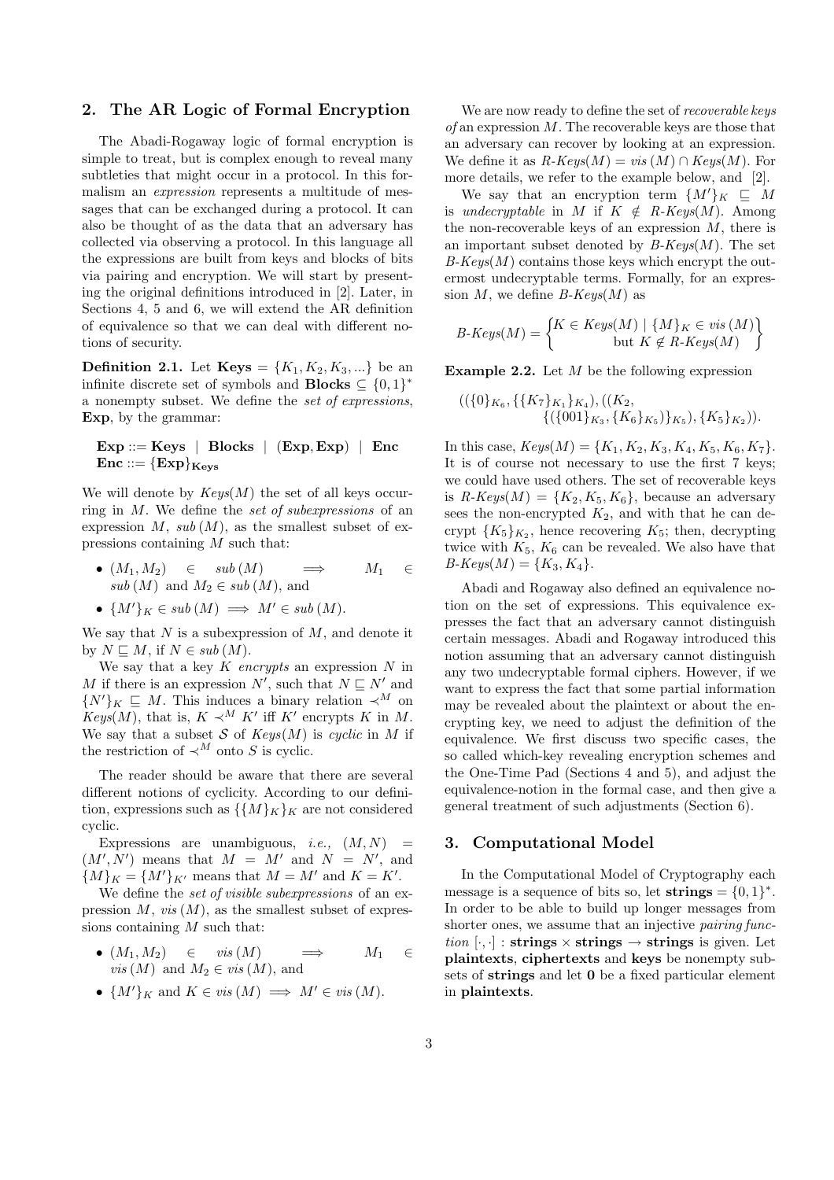## 2. The AR Logic of Formal Encryption

The Abadi-Rogaway logic of formal encryption is simple to treat, but is complex enough to reveal many subtleties that might occur in a protocol. In this formalism an *expression* represents a multitude of messages that can be exchanged during a protocol. It can also be thought of as the data that an adversary has collected via observing a protocol. In this language all the expressions are built from keys and blocks of bits via pairing and encryption. We will start by presenting the original definitions introduced in [2]. Later, in Sections 4, 5 and 6, we will extend the AR definition of equivalence so that we can deal with different notions of security.

**Definition 2.1.** Let $\mathbf{Keys} = \{K_1, K_2, K_3, ...\}$ be an infinite discrete set of symbols and $\mathbf{Blocks} \subseteq \{0,1\}^*$ a nonempty subset. We define the *set of expressions*, **Exp**, by the grammar:

$$\mathbf{Exp} ::= \mathbf{Keys} \mid \mathbf{Blocks} \mid (\mathbf{Exp}, \mathbf{Exp}) \mid \mathbf{Enc}$$
$$\mathbf{Enc} ::= \{\mathbf{Exp}\}_{\mathbf{Keys}}$$

We will denote by $Keys(M)$ the set of all keys occurring in $M$. We define the *set of subexpressions* of an expression $M$, $sub(M)$, as the smallest subset of expressions containing $M$ such that:

- $(M_1, M_2) \in sub(M) \implies M_1 \in sub(M)$ and $M_2 \in sub(M)$, and
- $\{M'\}_K \in sub(M) \implies M' \in sub(M)$.

We say that $N$ is a subexpression of $M$, and denote it by $N \sqsubseteq M$, if $N \in sub(M)$.

We say that a key $K$ *encrypts* an expression $N$ in $M$ if there is an expression $N'$, such that $N \sqsubseteq N'$ and $\{N'\}_K \sqsubseteq M$. This induces a binary relation $\prec^M$ on $Keys(M)$, that is, $K \prec^M K'$ iff $K'$ encrypts $K$ in $M$. We say that a subset $\mathcal{S}$ of $Keys(M)$ is *cyclic* in $M$ if the restriction of $\prec^M$ onto $S$ is cyclic.

The reader should be aware that there are several different notions of cyclicity. According to our definition, expressions such as $\{\{M\}_K\}_K$ are not considered cyclic.

Expressions are unambiguous, *i.e.,* $(M, N) = (M', N')$ means that $M = M'$ and $N = N'$, and $\{M\}_K = \{M'\}_{K'}$ means that $M = M'$ and $K = K'$.

We define the *set of visible subexpressions* of an expression $M$, $vis(M)$, as the smallest subset of expressions containing $M$ such that:

- $(M_1, M_2) \in vis(M) \implies M_1 \in vis(M)$ and $M_2 \in vis(M)$, and
- $\{M'\}_K$ and $K \in vis(M) \implies M' \in vis(M)$.

We are now ready to define the set of *recoverable keys of* an expression $M$. The recoverable keys are those that an adversary can recover by looking at an expression. We define it as $R\text{-}Keys(M) = vis(M) \cap Keys(M)$. For more details, we refer to the example below, and [2].

We say that an encryption term $\{M'\}_K \sqsubseteq M$ is *undecryptable* in $M$ if $K \notin R\text{-}Keys(M)$. Among the non-recoverable keys of an expression $M$, there is an important subset denoted by $B\text{-}Keys(M)$. The set $B\text{-}Keys(M)$ contains those keys which encrypt the outermost undecryptable terms. Formally, for an expression $M$, we define $B\text{-}Keys(M)$ as

$$B\text{-}Keys(M) = \left\{ \begin{matrix} K \in Keys(M) \mid \{M\}_K \in vis(M) \\ \text{but } K \notin R\text{-}Keys(M) \end{matrix} \right\}$$

**Example 2.2.** Let $M$ be the following expression

$$((\{0\}_{K_6}, \{\{K_7\}_{K_1}\}_{K_4}), ((K_2, \{(\{001\}_{K_3}, \{K_6\}_{K_5})\}_{K_5}), \{K_5\}_{K_2})).$$

In this case, $Keys(M) = \{K_1, K_2, K_3, K_4, K_5, K_6, K_7\}$. It is of course not necessary to use the first 7 keys; we could have used others. The set of recoverable keys is $R\text{-}Keys(M) = \{K_2, K_5, K_6\}$, because an adversary sees the non-encrypted $K_2$, and with that he can decrypt $\{K_5\}_{K_2}$, hence recovering $K_5$; then, decrypting twice with $K_5$, $K_6$ can be revealed. We also have that $B\text{-}Keys(M) = \{K_3, K_4\}$.

Abadi and Rogaway also defined an equivalence notion on the set of expressions. This equivalence expresses the fact that an adversary cannot distinguish certain messages. Abadi and Rogaway introduced this notion assuming that an adversary cannot distinguish any two undecryptable formal ciphers. However, if we want to express the fact that some partial information may be revealed about the plaintext or about the encrypting key, we need to adjust the definition of the equivalence. We first discuss two specific cases, the so called which-key revealing encryption schemes and the One-Time Pad (Sections 4 and 5), and adjust the equivalence-notion in the formal case, and then give a general treatment of such adjustments (Section 6).

## 3. Computational Model

In the Computational Model of Cryptography each message is a sequence of bits so, let $\mathbf{strings} = \{0,1\}^*$. In order to be able to build up longer messages from shorter ones, we assume that an injective *pairing function* $[\cdot,\cdot] : \mathbf{strings} \times \mathbf{strings} \to \mathbf{strings}$ is given. Let **plaintexts**, **ciphertexts** and **keys** be nonempty subsets of **strings** and let $\mathbf{0}$ be a fixed particular element in **plaintexts**.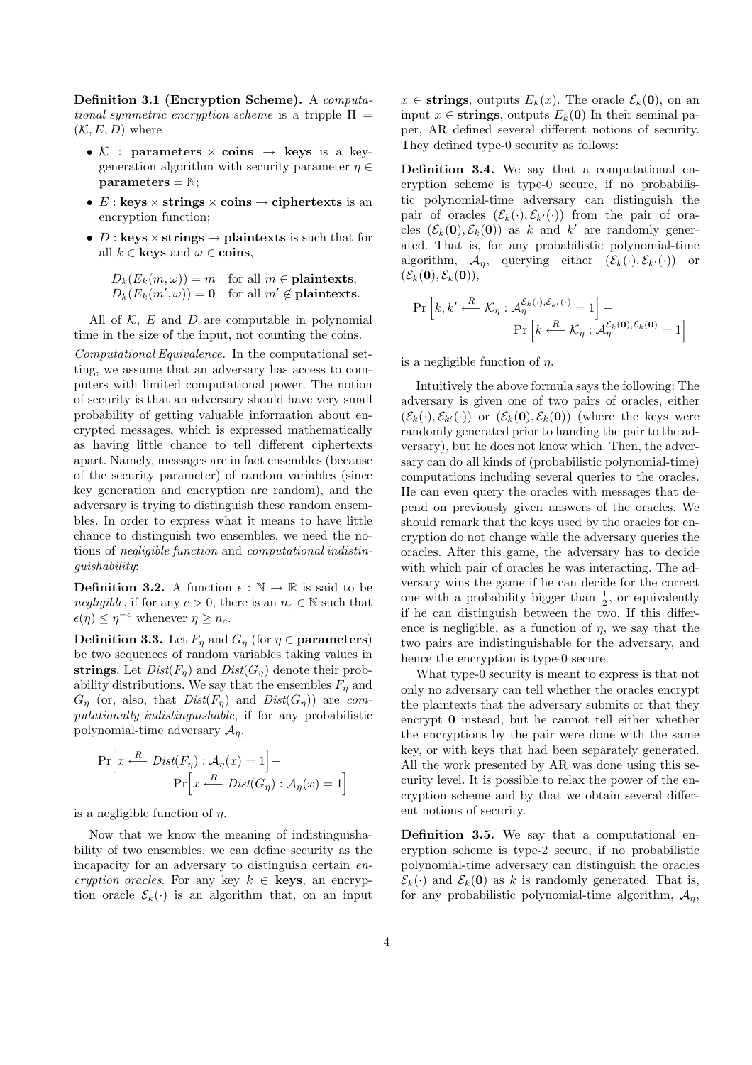**Definition 3.1 (Encryption Scheme).** A *computational symmetric encryption scheme* is a tripple $\Pi = (\mathcal{K}, E, D)$ where

- $\mathcal{K}$ : **parameters** $\times$ **coins** $\rightarrow$ **keys** is a key-generation algorithm with security parameter $\eta \in$ **parameters** $= \mathbb{N}$;
- $E$ : **keys** $\times$ **strings** $\times$ **coins** $\rightarrow$ **ciphertexts** is an encryption function;
- $D$ : **keys** $\times$ **strings** $\rightarrow$ **plaintexts** is such that for all $k \in$ **keys** and $\omega \in$ **coins**,

$$\begin{aligned} D_k(E_k(m,\omega)) &= m \quad \text{for all } m \in \textbf{plaintexts}, \\ D_k(E_k(m',\omega)) &= \mathbf{0} \quad \text{for all } m' \notin \textbf{plaintexts}. \end{aligned}$$

All of $\mathcal{K}$, $E$ and $D$ are computable in polynomial time in the size of the input, not counting the coins.

*Computational Equivalence.* In the computational setting, we assume that an adversary has access to computers with limited computational power. The notion of security is that an adversary should have very small probability of getting valuable information about encrypted messages, which is expressed mathematically as having little chance to tell different ciphertexts apart. Namely, messages are in fact ensembles (because of the security parameter) of random variables (since key generation and encryption are random), and the adversary is trying to distinguish these random ensembles. In order to express what it means to have little chance to distinguish two ensembles, we need the notions of *negligible function* and *computational indistinguishability*:

**Definition 3.2.** A function $\epsilon : \mathbb{N} \rightarrow \mathbb{R}$ is said to be *negligible*, if for any $c > 0$, there is an $n_c \in \mathbb{N}$ such that $\epsilon(\eta) \leq \eta^{-c}$ whenever $\eta \geq n_c$.

**Definition 3.3.** Let $F_\eta$ and $G_\eta$ (for $\eta \in$ **parameters**) be two sequences of random variables taking values in **strings**. Let $Dist(F_\eta)$ and $Dist(G_\eta)$ denote their probability distributions. We say that the ensembles $F_\eta$ and $G_\eta$ (or, also, that $Dist(F_\eta)$ and $Dist(G_\eta)$) are *computationally indistinguishable*, if for any probabilistic polynomial-time adversary $\mathcal{A}_\eta$,

$$\Pr\Big[x \xleftarrow{R} Dist(F_\eta) : \mathcal{A}_\eta(x) = 1\Big] - \Pr\Big[x \xleftarrow{R} Dist(G_\eta) : \mathcal{A}_\eta(x) = 1\Big]$$

is a negligible function of $\eta$.

Now that we know the meaning of indistinguishability of two ensembles, we can define security as the incapacity for an adversary to distinguish certain *encryption oracles*. For any key $k \in$ **keys**, an encryption oracle $\mathcal{E}_k(\cdot)$ is an algorithm that, on an input $x \in$ **strings**, outputs $E_k(x)$. The oracle $\mathcal{E}_k(\mathbf{0})$, on an input $x \in$ **strings**, outputs $E_k(\mathbf{0})$ In their seminal paper, AR defined several different notions of security. They defined type-0 security as follows:

**Definition 3.4.** We say that a computational encryption scheme is type-0 secure, if no probabilistic polynomial-time adversary can distinguish the pair of oracles $(\mathcal{E}_k(\cdot), \mathcal{E}_{k'}(\cdot))$ from the pair of oracles $(\mathcal{E}_k(\mathbf{0}), \mathcal{E}_k(\mathbf{0}))$ as $k$ and $k'$ are randomly generated. That is, for any probabilistic polynomial-time algorithm, $\mathcal{A}_\eta$, querying either $(\mathcal{E}_k(\cdot), \mathcal{E}_{k'}(\cdot))$ or $(\mathcal{E}_k(\mathbf{0}), \mathcal{E}_k(\mathbf{0}))$,

$$\Pr\left[k, k' \xleftarrow{R} \mathcal{K}_\eta : \mathcal{A}_\eta^{\mathcal{E}_k(\cdot), \mathcal{E}_{k'}(\cdot)} = 1\right] - \Pr\left[k \xleftarrow{R} \mathcal{K}_\eta : \mathcal{A}_\eta^{\mathcal{E}_k(\mathbf{0}), \mathcal{E}_k(\mathbf{0})} = 1\right]$$

is a negligible function of $\eta$.

Intuitively the above formula says the following: The adversary is given one of two pairs of oracles, either $(\mathcal{E}_k(\cdot), \mathcal{E}_{k'}(\cdot))$ or $(\mathcal{E}_k(\mathbf{0}), \mathcal{E}_k(\mathbf{0}))$ (where the keys were randomly generated prior to handing the pair to the adversary), but he does not know which. Then, the adversary can do all kinds of (probabilistic polynomial-time) computations including several queries to the oracles. He can even query the oracles with messages that depend on previously given answers of the oracles. We should remark that the keys used by the oracles for encryption do not change while the adversary queries the oracles. After this game, the adversary has to decide with which pair of oracles he was interacting. The adversary wins the game if he can decide for the correct one with a probability bigger than $\frac{1}{2}$, or equivalently if he can distinguish between the two. If this difference is negligible, as a function of $\eta$, we say that the two pairs are indistinguishable for the adversary, and hence the encryption is type-0 secure.

What type-0 security is meant to express is that not only no adversary can tell whether the oracles encrypt the plaintexts that the adversary submits or that they encrypt $\mathbf{0}$ instead, but he cannot tell either whether the encryptions by the pair were done with the same key, or with keys that had been separately generated. All the work presented by AR was done using this security level. It is possible to relax the power of the encryption scheme and by that we obtain several different notions of security.

**Definition 3.5.** We say that a computational encryption scheme is type-2 secure, if no probabilistic polynomial-time adversary can distinguish the oracles $\mathcal{E}_k(\cdot)$ and $\mathcal{E}_k(\mathbf{0})$ as $k$ is randomly generated. That is, for any probabilistic polynomial-time algorithm, $\mathcal{A}_\eta$,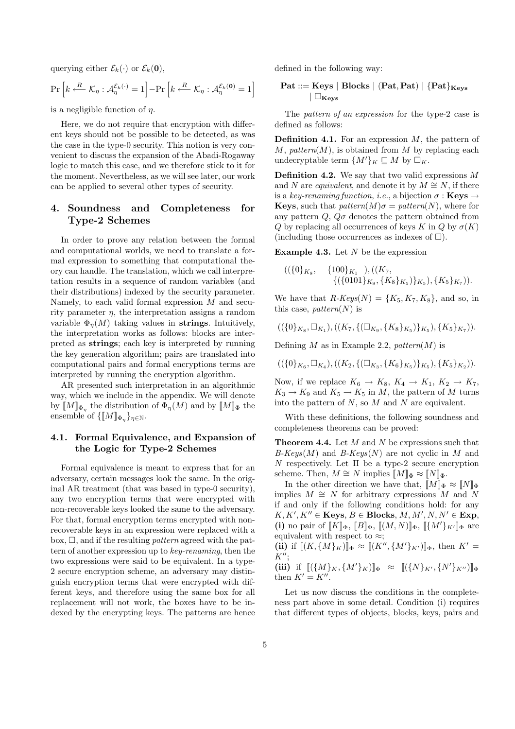querying either $\mathcal{E}_k(\cdot)$ or $\mathcal{E}_k(\mathbf{0})$,

$$\Pr\left[k \xleftarrow{R} \mathcal{K}_\eta : \mathcal{A}_\eta^{\mathcal{E}_k(\cdot)} = 1\right] - \Pr\left[k \xleftarrow{R} \mathcal{K}_\eta : \mathcal{A}_\eta^{\mathcal{E}_k(\mathbf{0})} = 1\right]$$

is a negligible function of $\eta$.

Here, we do not require that encryption with different keys should not be possible to be detected, as was the case in the type-0 security. This notion is very convenient to discuss the expansion of the Abadi-Rogaway logic to match this case, and we therefore stick to it for the moment. Nevertheless, as we will see later, our work can be applied to several other types of security.

## 4. Soundness and Completeness for Type-2 Schemes

In order to prove any relation between the formal and computational worlds, we need to translate a formal expression to something that computational theory can handle. The translation, which we call interpretation results in a sequence of random variables (and their distributions) indexed by the security parameter. Namely, to each valid formal expression $M$ and security parameter $\eta$, the interpretation assigns a random variable $\Phi_\eta(M)$ taking values in **strings**. Intuitively, the interpretation works as follows: blocks are interpreted as **strings**; each key is interpreted by running the key generation algorithm; pairs are translated into computational pairs and formal encryptions terms are interpreted by running the encryption algorithm.

AR presented such interpretation in an algorithmic way, which we include in the appendix. We will denote by $[\![M]\!]_{\Phi_\eta}$ the distribution of $\Phi_\eta(M)$ and by $[\![M]\!]_\Phi$ the ensemble of $\{[\![M]\!]_{\Phi_\eta}\}_{\eta\in\mathbb{N}}$.

### 4.1. Formal Equivalence, and Expansion of the Logic for Type-2 Schemes

Formal equivalence is meant to express that for an adversary, certain messages look the same. In the original AR treatment (that was based in type-0 security), any two encryption terms that were encrypted with non-recoverable keys looked the same to the adversary. For that, formal encryption terms encrypted with non-recoverable keys in an expression were replaced with a box, $\Box$, and if the resulting *pattern* agreed with the pattern of another expression up to *key-renaming*, then the two expressions were said to be equivalent. In a type-2 secure encryption scheme, an adversary may distinguish encryption terms that were encrypted with different keys, and therefore using the same box for all replacement will not work, the boxes have to be indexed by the encrypting keys. The patterns are hence defined in the following way:

$$\mathbf{Pat} ::= \mathbf{Keys} \mid \mathbf{Blocks} \mid (\mathbf{Pat}, \mathbf{Pat}) \mid \{\mathbf{Pat}\}_{\mathbf{Keys}} \mid \mid \Box_{\mathbf{Keys}}$$

The *pattern of an expression* for the type-2 case is defined as follows:

**Definition 4.1.** For an expression $M$, the pattern of $M$, *pattern*$(M)$, is obtained from $M$ by replacing each undecryptable term $\{M'\}_K \sqsubseteq M$ by $\Box_K$.

**Definition 4.2.** We say that two valid expressions $M$ and $N$ are *equivalent*, and denote it by $M \cong N$, if there is a *key-renaming function*, *i.e.*, a bijection $\sigma : \mathbf{Keys} \to \mathbf{Keys}$, such that *pattern*$(M)\sigma =$ *pattern*$(N)$, where for any pattern $Q$, $Q\sigma$ denotes the pattern obtained from $Q$ by replacing all occurrences of keys $K$ in $Q$ by $\sigma(K)$ (including those occurrences as indexes of $\Box$).

**Example 4.3.** Let $N$ be the expression

$$((\{0\}_{K_8}, \quad \{100\}_{K_1} \quad), ((K_7, \{(\{0101\}_{K_9}, \{K_8\}_{K_5})\}_{K_5}), \{K_5\}_{K_7})).$$

We have that *R-Keys*$(N) = \{K_5, K_7, K_8\}$, and so, in this case, *pattern*$(N)$ is

$$((\{0\}_{K_8}, \Box_{K_1}), ((K_7, \{(\Box_{K_9}, \{K_8\}_{K_5})\}_{K_5}), \{K_5\}_{K_7})).$$

Defining $M$ as in Example 2.2, *pattern*$(M)$ is

$$((\{0\}_{K_6}, \Box_{K_4}), ((K_2, \{(\Box_{K_3}, \{K_6\}_{K_5})\}_{K_5}), \{K_5\}_{K_2})).$$

Now, if we replace $K_6 \to K_8$, $K_4 \to K_1$, $K_2 \to K_7$, $K_3 \to K_9$ and $K_5 \to K_5$ in $M$, the pattern of $M$ turns into the pattern of $N$, so $M$ and $N$ are equivalent.

With these definitions, the following soundness and completeness theorems can be proved:

**Theorem 4.4.** Let $M$ and $N$ be expressions such that *B-Keys*$(M)$ and *B-Keys*$(N)$ are not cyclic in $M$ and $N$ respectively. Let $\Pi$ be a type-2 secure encryption scheme. Then, $M \cong N$ implies $[\![M]\!]_\Phi \approx [\![N]\!]_\Phi$.

In the other direction we have that, $[\![M]\!]_\Phi \approx [\![N]\!]_\Phi$ implies $M \cong N$ for arbitrary expressions $M$ and $N$ if and only if the following conditions hold: for any $K, K', K'' \in \mathbf{Keys}$, $B \in \mathbf{Blocks}$, $M, M', N, N' \in \mathbf{Exp}$,
**(i)** no pair of $[\![K]\!]_\Phi$, $[\![B]\!]_\Phi$, $[\![(M,N)]\!]_\Phi$, $[\![\{M'\}_{K'}]\!]_\Phi$ are equivalent with respect to $\approx$;
**(ii)** if $[\![(K, \{M\}_K)]\!]_\Phi \approx [\![(K'', \{M'\}_{K'})]\!]_\Phi$, then $K' = K''$;
**(iii)** if $[\![(\{M\}_K, \{M'\}_K)]\!]_\Phi \approx [\![(\{N\}_{K'}, \{N'\}_{K''})]\!]_\Phi$ then $K' = K''$.

Let us now discuss the conditions in the completeness part above in some detail. Condition (i) requires that different types of objects, blocks, keys, pairs and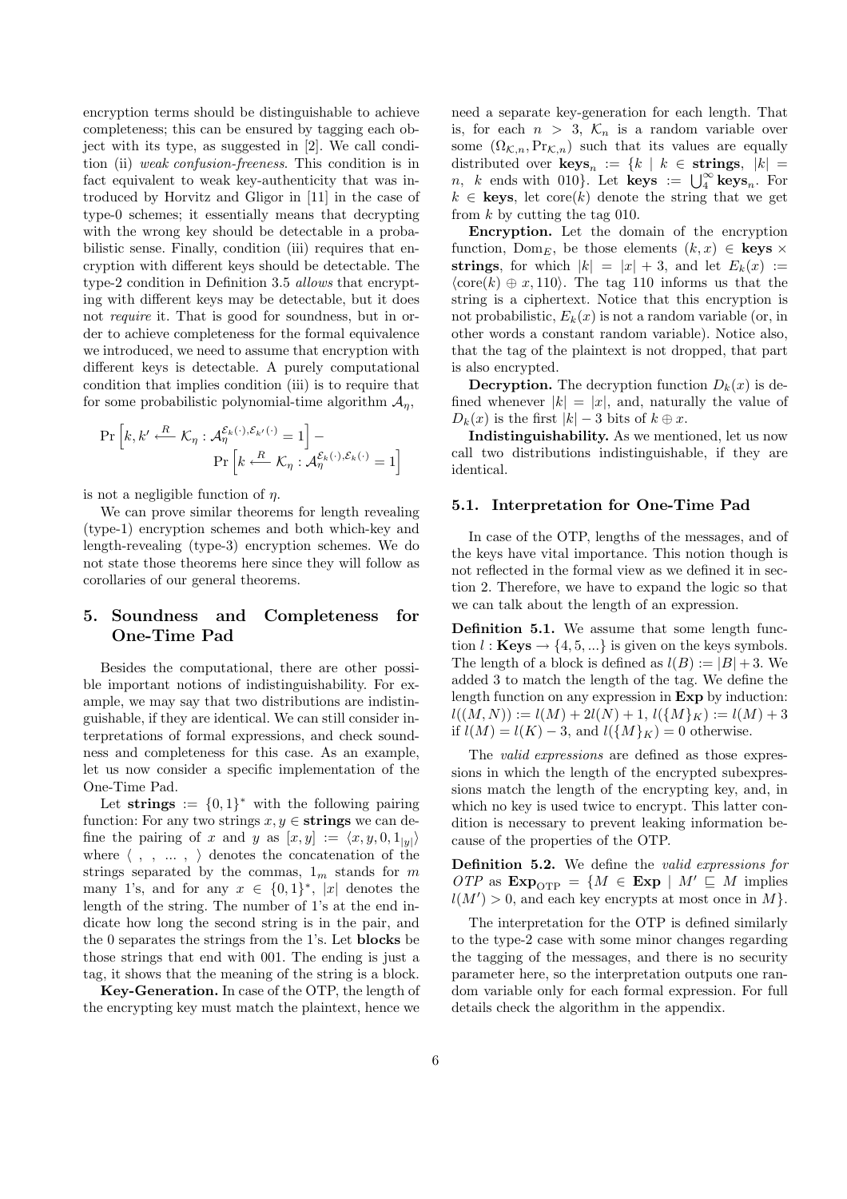encryption terms should be distinguishable to achieve completeness; this can be ensured by tagging each object with its type, as suggested in [2]. We call condition (ii) *weak confusion-freeness*. This condition is in fact equivalent to weak key-authenticity that was introduced by Horvitz and Gligor in [11] in the case of type-0 schemes; it essentially means that decrypting with the wrong key should be detectable in a probabilistic sense. Finally, condition (iii) requires that encryption with different keys should be detectable. The type-2 condition in Definition 3.5 *allows* that encrypting with different keys may be detectable, but it does not *require* it. That is good for soundness, but in order to achieve completeness for the formal equivalence we introduced, we need to assume that encryption with different keys is detectable. A purely computational condition that implies condition (iii) is to require that for some probabilistic polynomial-time algorithm $\mathcal{A}_\eta$,

$$\Pr\Big[k, k' \xleftarrow{R} \mathcal{K}_\eta : \mathcal{A}_\eta^{\mathcal{E}_k(\cdot),\mathcal{E}_{k'}(\cdot)} = 1\Big] - \Pr\Big[k \xleftarrow{R} \mathcal{K}_\eta : \mathcal{A}_\eta^{\mathcal{E}_k(\cdot),\mathcal{E}_k(\cdot)} = 1\Big]$$

is not a negligible function of $\eta$.

We can prove similar theorems for length revealing (type-1) encryption schemes and both which-key and length-revealing (type-3) encryption schemes. We do not state those theorems here since they will follow as corollaries of our general theorems.

## 5. Soundness and Completeness for One-Time Pad

Besides the computational, there are other possible important notions of indistinguishability. For example, we may say that two distributions are indistinguishable, if they are identical. We can still consider interpretations of formal expressions, and check soundness and completeness for this case. As an example, let us now consider a specific implementation of the One-Time Pad.

Let **strings** $:= \{0,1\}^*$ with the following pairing function: For any two strings $x, y \in$ **strings** we can define the pairing of $x$ and $y$ as $[x,y] := \langle x, y, 0, 1_{|y|}\rangle$ where $\langle\ ,\ ,\ \ldots\ ,\ \rangle$ denotes the concatenation of the strings separated by the commas, $1_m$ stands for $m$ many 1's, and for any $x \in \{0,1\}^*$, $|x|$ denotes the length of the string. The number of 1's at the end indicate how long the second string is in the pair, and the 0 separates the strings from the 1's. Let **blocks** be those strings that end with 001. The ending is just a tag, it shows that the meaning of the string is a block.

**Key-Generation.** In case of the OTP, the length of the encrypting key must match the plaintext, hence we need a separate key-generation for each length. That is, for each $n > 3$, $\mathcal{K}_n$ is a random variable over some $(\Omega_{\mathcal{K},n}, \Pr_{\mathcal{K},n})$ such that its values are equally distributed over $\mathbf{keys}_n := \{k \mid k \in \mathbf{strings},\ |k| = n,\ k \text{ ends with } 010\}$. Let $\mathbf{keys} := \bigcup_4^\infty \mathbf{keys}_n$. For $k \in \mathbf{keys}$, let $\mathrm{core}(k)$ denote the string that we get from $k$ by cutting the tag 010.

**Encryption.** Let the domain of the encryption function, $\mathrm{Dom}_E$, be those elements $(k, x) \in \mathbf{keys} \times \mathbf{strings}$, for which $|k| = |x| + 3$, and let $E_k(x) := \langle \mathrm{core}(k) \oplus x, 110\rangle$. The tag 110 informs us that the string is a ciphertext. Notice that this encryption is not probabilistic, $E_k(x)$ is not a random variable (or, in other words a constant random variable). Notice also, that the tag of the plaintext is not dropped, that part is also encrypted.

**Decryption.** The decryption function $D_k(x)$ is defined whenever $|k| = |x|$, and, naturally the value of $D_k(x)$ is the first $|k| - 3$ bits of $k \oplus x$.

**Indistinguishability.** As we mentioned, let us now call two distributions indistinguishable, if they are identical.

### 5.1. Interpretation for One-Time Pad

In case of the OTP, lengths of the messages, and of the keys have vital importance. This notion though is not reflected in the formal view as we defined it in section 2. Therefore, we have to expand the logic so that we can talk about the length of an expression.

**Definition 5.1.** We assume that some length function $l : \mathbf{Keys} \to \{4, 5, \ldots\}$ is given on the keys symbols. The length of a block is defined as $l(B) := |B| + 3$. We added 3 to match the length of the tag. We define the length function on any expression in **Exp** by induction: $l((M, N)) := l(M) + 2l(N) + 1$, $l(\{M\}_K) := l(M) + 3$ if $l(M) = l(K) - 3$, and $l(\{M\}_K) = 0$ otherwise.

The *valid expressions* are defined as those expressions in which the length of the encrypted subexpressions match the length of the encrypting key, and, in which no key is used twice to encrypt. This latter condition is necessary to prevent leaking information because of the properties of the OTP.

**Definition 5.2.** We define the *valid expressions for OTP* as $\mathbf{Exp}_{\mathrm{OTP}} = \{M \in \mathbf{Exp} \mid M' \sqsubseteq M$ implies $l(M') > 0$, and each key encrypts at most once in $M\}$.

The interpretation for the OTP is defined similarly to the type-2 case with some minor changes regarding the tagging of the messages, and there is no security parameter here, so the interpretation outputs one random variable only for each formal expression. For full details check the algorithm in the appendix.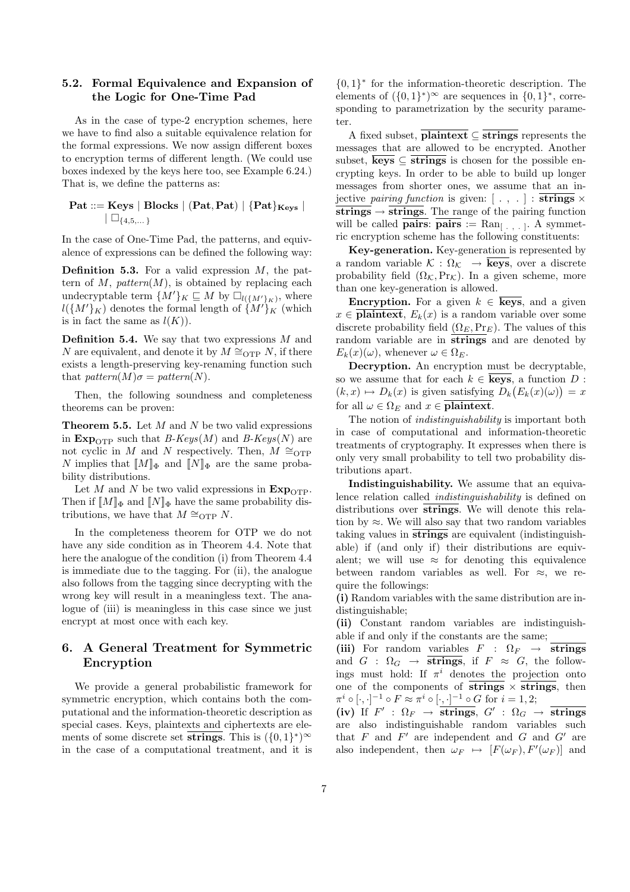### 5.2. Formal Equivalence and Expansion of the Logic for One-Time Pad

As in the case of type-2 encryption schemes, here we have to find also a suitable equivalence relation for the formal expressions. We now assign different boxes to encryption terms of different length. (We could use boxes indexed by the keys here too, see Example 6.24.) That is, we define the patterns as:

$$\mathbf{Pat} ::= \mathbf{Keys} \mid \mathbf{Blocks} \mid (\mathbf{Pat}, \mathbf{Pat}) \mid \{\mathbf{Pat}\}_{\mathbf{Keys}} \mid \Box_{\{4,5,\dots\}}$$

In the case of One-Time Pad, the patterns, and equivalence of expressions can be defined the following way:

**Definition 5.3.** For a valid expression $M$, the pattern of $M$, *pattern*$(M)$, is obtained by replacing each undecryptable term $\{M'\}_K \sqsubseteq M$ by $\Box_{l(\{M'\}_K)}$, where $l(\{M'\}_K)$ denotes the formal length of $\{M'\}_K$ (which is in fact the same as $l(K)$).

**Definition 5.4.** We say that two expressions $M$ and $N$ are equivalent, and denote it by $M \cong_{\mathrm{OTP}} N$, if there exists a length-preserving key-renaming function such that *pattern*$(M)\sigma =$ *pattern*$(N)$.

Then, the following soundness and completeness theorems can be proven:

**Theorem 5.5.** Let $M$ and $N$ be two valid expressions in $\mathbf{Exp}_{\mathrm{OTP}}$ such that *B-Keys*$(M)$ and *B-Keys*$(N)$ are not cyclic in $M$ and $N$ respectively. Then, $M \cong_{\mathrm{OTP}} N$ implies that $[\![M]\!]_\Phi$ and $[\![N]\!]_\Phi$ are the same probability distributions.

Let $M$ and $N$ be two valid expressions in $\mathbf{Exp}_{\mathrm{OTP}}$. Then if $[\![M]\!]_\Phi$ and $[\![N]\!]_\Phi$ have the same probability distributions, we have that $M \cong_{\mathrm{OTP}} N$.

In the completeness theorem for OTP we do not have any side condition as in Theorem 4.4. Note that here the analogue of the condition (i) from Theorem 4.4 is immediate due to the tagging. For (ii), the analogue also follows from the tagging since decrypting with the wrong key will result in a meaningless text. The analogue of (iii) is meaningless in this case since we just encrypt at most once with each key.

## 6. A General Treatment for Symmetric Encryption

We provide a general probabilistic framework for symmetric encryption, which contains both the computational and the information-theoretic description as special cases. Keys, plaintexts and ciphertexts are elements of some discrete set $\overline{\mathbf{strings}}$. This is $(\{0,1\}^*)^\infty$ in the case of a computational treatment, and it is $\{0,1\}^*$ for the information-theoretic description. The elements of $(\{0,1\}^*)^\infty$ are sequences in $\{0,1\}^*$, corresponding to parametrization by the security parameter.

A fixed subset, $\overline{\mathbf{plaintext}} \subseteq \overline{\mathbf{strings}}$ represents the messages that are allowed to be encrypted. Another subset, $\overline{\mathbf{keys}} \subseteq \overline{\mathbf{strings}}$ is chosen for the possible encrypting keys. In order to be able to build up longer messages from shorter ones, we assume that an injective *pairing function* is given: $[\ .\ ,\ .\ ] : \overline{\mathbf{strings}} \times \overline{\mathbf{strings}} \to \overline{\mathbf{strings}}$. The range of the pairing function will be called $\overline{\mathbf{pairs}}$: $\overline{\mathbf{pairs}} := \mathrm{Ran}_{[\ .\ ,\ .\ ]}$. A symmetric encryption scheme has the following constituents:

**Key-generation.** Key-generation is represented by a random variable $\mathcal{K} : \Omega_{\mathcal{K}} \to \overline{\mathbf{keys}}$, over a discrete probability field $(\Omega_{\mathcal{K}}, \Pr_{\mathcal{K}})$. In a given scheme, more than one key-generation is allowed.

**Encryption.** For a given $k \in \overline{\mathbf{keys}}$, and a given $x \in \overline{\mathbf{plaintext}}$, $E_k(x)$ is a random variable over some discrete probability field $(\Omega_E, \Pr_E)$. The values of this random variable are in $\overline{\mathbf{strings}}$ and are denoted by $E_k(x)(\omega)$, whenever $\omega \in \Omega_E$.

**Decryption.** An encryption must be decryptable, so we assume that for each $k \in \overline{\mathbf{keys}}$, a function $D : (k, x) \mapsto D_k(x)$ is given satisfying $D_k\big(E_k(x)(\omega)\big) = x$ for all $\omega \in \Omega_E$ and $x \in \overline{\mathbf{plaintext}}$.

The notion of *indistinguishability* is important both in case of computational and information-theoretic treatments of cryptography. It expresses when there is only very small probability to tell two probability distributions apart.

**Indistinguishability.** We assume that an equivalence relation called *indistinguishability* is defined on distributions over $\overline{\mathbf{strings}}$. We will denote this relation by $\approx$. We will also say that two random variables taking values in $\overline{\mathbf{strings}}$ are equivalent (indistinguishable) if (and only if) their distributions are equivalent; we will use $\approx$ for denoting this equivalence between random variables as well. For $\approx$, we require the followings:

**(i)** Random variables with the same distribution are indistinguishable;

**(ii)** Constant random variables are indistinguishable if and only if the constants are the same;

**(iii)** For random variables $F : \Omega_F \to \overline{\mathbf{strings}}$ and $G : \Omega_G \to \overline{\mathbf{strings}}$, if $F \approx G$, the followings must hold: If $\pi^i$ denotes the projection onto one of the components of $\overline{\mathbf{strings}} \times \overline{\mathbf{strings}}$, then $\pi^i \circ [\cdot,\cdot]^{-1} \circ F \approx \pi^i \circ [\cdot,\cdot]^{-1} \circ G$ for $i = 1, 2$;

**(iv)** If $F' : \Omega_F \to \overline{\mathbf{strings}}$, $G' : \Omega_G \to \overline{\mathbf{strings}}$ are also indistinguishable random variables such that $F$ and $F'$ are independent and $G$ and $G'$ are also independent, then $\omega_F \mapsto [F(\omega_F), F'(\omega_F)]$ and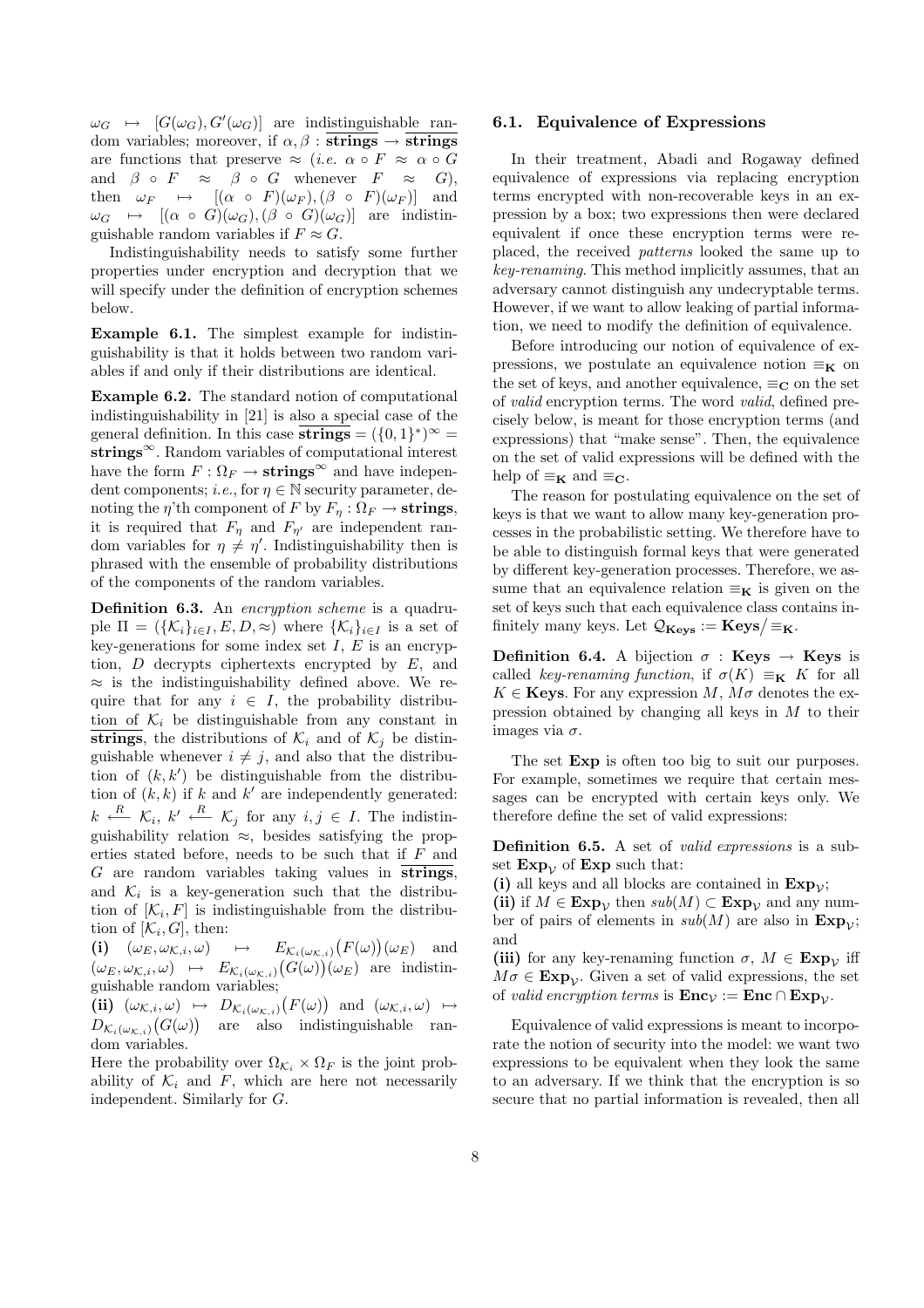$\omega_G \mapsto [G(\omega_G), G'(\omega_G)]$ are indistinguishable random variables; moreover, if $\alpha, \beta : \overline{\mathbf{strings}} \to \overline{\mathbf{strings}}$ are functions that preserve $\approx$ (*i.e.* $\alpha \circ F \approx \alpha \circ G$ and $\beta \circ F \approx \beta \circ G$ whenever $F \approx G$), then $\omega_F \mapsto [(\alpha \circ F)(\omega_F), (\beta \circ F)(\omega_F)]$ and $\omega_G \mapsto [(\alpha \circ G)(\omega_G), (\beta \circ G)(\omega_G)]$ are indistinguishable random variables if $F \approx G$.

Indistinguishability needs to satisfy some further properties under encryption and decryption that we will specify under the definition of encryption schemes below.

**Example 6.1.** The simplest example for indistinguishability is that it holds between two random variables if and only if their distributions are identical.

**Example 6.2.** The standard notion of computational indistinguishability in [21] is also a special case of the general definition. In this case $\overline{\mathbf{strings}} = (\{0,1\}^*)^\infty = \mathbf{strings}^\infty$. Random variables of computational interest have the form $F : \Omega_F \to \mathbf{strings}^\infty$ and have independent components; *i.e.*, for $\eta \in \mathbb{N}$ security parameter, denoting the $\eta$'th component of $F$ by $F_\eta : \Omega_F \to \mathbf{strings}$, it is required that $F_\eta$ and $F_{\eta'}$ are independent random variables for $\eta \neq \eta'$. Indistinguishability then is phrased with the ensemble of probability distributions of the components of the random variables.

**Definition 6.3.** An *encryption scheme* is a quadruple $\Pi = (\{\mathcal{K}_i\}_{i \in I}, E, D, \approx)$ where $\{\mathcal{K}_i\}_{i \in I}$ is a set of key-generations for some index set $I$, $E$ is an encryption, $D$ decrypts ciphertexts encrypted by $E$, and $\approx$ is the indistinguishability defined above. We require that for any $i \in I$, the probability distribution of $\mathcal{K}_i$ be distinguishable from any constant in $\overline{\mathbf{strings}}$, the distributions of $\mathcal{K}_i$ and of $\mathcal{K}_j$ be distinguishable whenever $i \neq j$, and also that the distribution of $(k, k')$ be distinguishable from the distribution of $(k, k)$ if $k$ and $k'$ are independently generated: $k \xleftarrow{R} \mathcal{K}_i$, $k' \xleftarrow{R} \mathcal{K}_j$ for any $i, j \in I$. The indistinguishability relation $\approx$, besides satisfying the properties stated before, needs to be such that if $F$ and $G$ are random variables taking values in $\overline{\mathbf{strings}}$, and $\mathcal{K}_i$ is a key-generation such that the distribution of $[\mathcal{K}_i, F]$ is indistinguishable from the distribution of $[\mathcal{K}_i, G]$, then:

**(i)** $(\omega_E, \omega_{\mathcal{K},i}, \omega) \mapsto E_{\mathcal{K}_i(\omega_{\mathcal{K},i})}\big(F(\omega)\big)(\omega_E)$ and $(\omega_E, \omega_{\mathcal{K},i}, \omega) \mapsto E_{\mathcal{K}_i(\omega_{\mathcal{K},i})}\big(G(\omega)\big)(\omega_E)$ are indistinguishable random variables;

**(ii)** $(\omega_{\mathcal{K},i}, \omega) \mapsto D_{\mathcal{K}_i(\omega_{\mathcal{K},i})}\big(F(\omega)\big)$ and $(\omega_{\mathcal{K},i}, \omega) \mapsto D_{\mathcal{K}_i(\omega_{\mathcal{K},i})}\big(G(\omega)\big)$ are also indistinguishable random variables.

Here the probability over $\Omega_{\mathcal{K}_i} \times \Omega_F$ is the joint probability of $\mathcal{K}_i$ and $F$, which are here not necessarily independent. Similarly for $G$.

## 6.1. Equivalence of Expressions

In their treatment, Abadi and Rogaway defined equivalence of expressions via replacing encryption terms encrypted with non-recoverable keys in an expression by a box; two expressions then were declared equivalent if once these encryption terms were replaced, the received *patterns* looked the same up to *key-renaming*. This method implicitly assumes, that an adversary cannot distinguish any undecryptable terms. However, if we want to allow leaking of partial information, we need to modify the definition of equivalence.

Before introducing our notion of equivalence of expressions, we postulate an equivalence notion $\equiv_{\mathbf{K}}$ on the set of keys, and another equivalence, $\equiv_{\mathbf{C}}$ on the set of *valid* encryption terms. The word *valid*, defined precisely below, is meant for those encryption terms (and expressions) that "make sense". Then, the equivalence on the set of valid expressions will be defined with the help of $\equiv_{\mathbf{K}}$ and $\equiv_{\mathbf{C}}$.

The reason for postulating equivalence on the set of keys is that we want to allow many key-generation processes in the probabilistic setting. We therefore have to be able to distinguish formal keys that were generated by different key-generation processes. Therefore, we assume that an equivalence relation $\equiv_{\mathbf{K}}$ is given on the set of keys such that each equivalence class contains infinitely many keys. Let $\mathcal{Q}_{\mathbf{Keys}} := \mathbf{Keys}/\equiv_{\mathbf{K}}$.

**Definition 6.4.** A bijection $\sigma : \mathbf{Keys} \to \mathbf{Keys}$ is called *key-renaming function*, if $\sigma(K) \equiv_{\mathbf{K}} K$ for all $K \in \mathbf{Keys}$. For any expression $M$, $M\sigma$ denotes the expression obtained by changing all keys in $M$ to their images via $\sigma$.

The set $\mathbf{Exp}$ is often too big to suit our purposes. For example, sometimes we require that certain messages can be encrypted with certain keys only. We therefore define the set of valid expressions:

**Definition 6.5.** A set of *valid expressions* is a subset $\mathbf{Exp}_\mathcal{V}$ of $\mathbf{Exp}$ such that:

**(i)** all keys and all blocks are contained in $\mathbf{Exp}_\mathcal{V}$;

**(ii)** if $M \in \mathbf{Exp}_\mathcal{V}$ then $sub(M) \subset \mathbf{Exp}_\mathcal{V}$ and any number of pairs of elements in $sub(M)$ are also in $\mathbf{Exp}_\mathcal{V}$; and

**(iii)** for any key-renaming function $\sigma$, $M \in \mathbf{Exp}_\mathcal{V}$ iff $M\sigma \in \mathbf{Exp}_\mathcal{V}$. Given a set of valid expressions, the set of *valid encryption terms* is $\mathbf{Enc}_\mathcal{V} := \mathbf{Enc} \cap \mathbf{Exp}_\mathcal{V}$.

Equivalence of valid expressions is meant to incorporate the notion of security into the model: we want two expressions to be equivalent when they look the same to an adversary. If we think that the encryption is so secure that no partial information is revealed, then all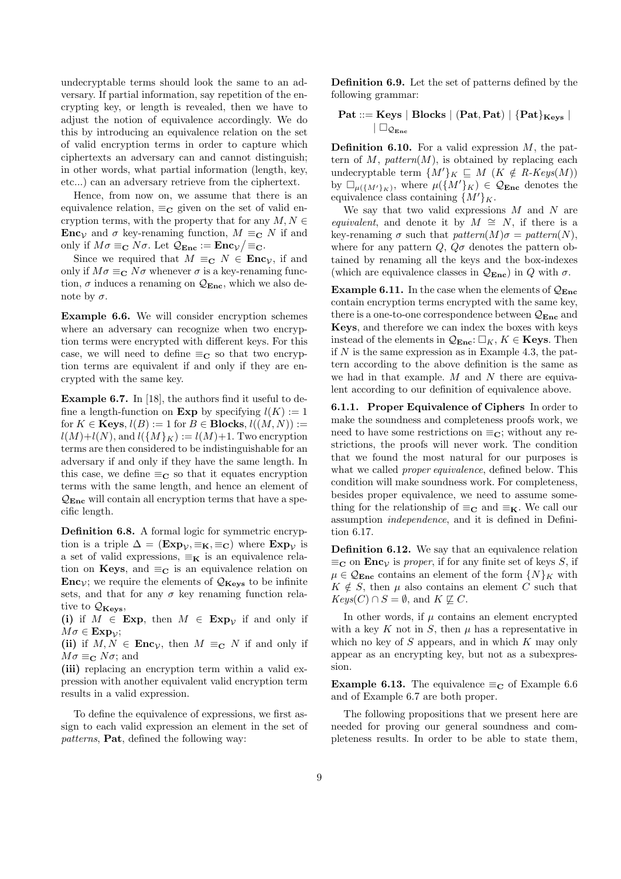undecryptable terms should look the same to an adversary. If partial information, say repetition of the encrypting key, or length is revealed, then we have to adjust the notion of equivalence accordingly. We do this by introducing an equivalence relation on the set of valid encryption terms in order to capture which ciphertexts an adversary can and cannot distinguish; in other words, what partial information (length, key, etc...) can an adversary retrieve from the ciphertext.

Hence, from now on, we assume that there is an equivalence relation, $\equiv_{\mathbf{C}}$ given on the set of valid encryption terms, with the property that for any $M, N \in \mathbf{Enc}_{\mathcal{V}}$ and $\sigma$ key-renaming function, $M \equiv_{\mathbf{C}} N$ if and only if $M\sigma \equiv_{\mathbf{C}} N\sigma$. Let $\mathcal{Q}_{\mathbf{Enc}} := \mathbf{Enc}_{\mathcal{V}} \big/ \equiv_{\mathbf{C}}$.

Since we required that $M \equiv_{\mathbf{C}} N \in \mathbf{Enc}_{\mathcal{V}}$, if and only if $M\sigma \equiv_{\mathbf{C}} N\sigma$ whenever $\sigma$ is a key-renaming function, $\sigma$ induces a renaming on $\mathcal{Q}_{\mathbf{Enc}}$, which we also denote by $\sigma$.

**Example 6.6.** We will consider encryption schemes where an adversary can recognize when two encryption terms were encrypted with different keys. For this case, we will need to define $\equiv_{\mathbf{C}}$ so that two encryption terms are equivalent if and only if they are encrypted with the same key.

**Example 6.7.** In [18], the authors find it useful to define a length-function on $\mathbf{Exp}$ by specifying $l(K) := 1$ for $K \in \mathbf{Keys}$, $l(B) := 1$ for $B \in \mathbf{Blocks}$, $l((M, N)) := l(M) + l(N)$, and $l(\{M\}_K) := l(M) + 1$. Two encryption terms are then considered to be indistinguishable for an adversary if and only if they have the same length. In this case, we define $\equiv_{\mathbf{C}}$ so that it equates encryption terms with the same length, and hence an element of $\mathcal{Q}_{\mathbf{Enc}}$ will contain all encryption terms that have a specific length.

**Definition 6.8.** A formal logic for symmetric encryption is a triple $\Delta = (\mathbf{Exp}_{\mathcal{V}}, \equiv_{\mathbf{K}}, \equiv_{\mathbf{C}})$ where $\mathbf{Exp}_{\mathcal{V}}$ is a set of valid expressions, $\equiv_{\mathbf{K}}$ is an equivalence relation on $\mathbf{Keys}$, and $\equiv_{\mathbf{C}}$ is an equivalence relation on $\mathbf{Enc}_{\mathcal{V}}$; we require the elements of $\mathcal{Q}_{\mathbf{Keys}}$ to be infinite sets, and that for any $\sigma$ key renaming function relative to $\mathcal{Q}_{\mathbf{Keys}}$,
**(i)** if $M \in \mathbf{Exp}$, then $M \in \mathbf{Exp}_{\mathcal{V}}$ if and only if $M\sigma \in \mathbf{Exp}_{\mathcal{V}}$;
**(ii)** if $M, N \in \mathbf{Enc}_{\mathcal{V}}$, then $M \equiv_{\mathbf{C}} N$ if and only if $M\sigma \equiv_{\mathbf{C}} N\sigma$; and
**(iii)** replacing an encryption term within a valid expression with another equivalent valid encryption term results in a valid expression.

To define the equivalence of expressions, we first assign to each valid expression an element in the set of *patterns*, $\mathbf{Pat}$, defined the following way:

**Definition 6.9.** Let the set of patterns defined by the following grammar:

$$\mathbf{Pat} ::= \mathbf{Keys} \mid \mathbf{Blocks} \mid (\mathbf{Pat}, \mathbf{Pat}) \mid \{\mathbf{Pat}\}_{\mathbf{Keys}} \mid \mid \Box_{\mathcal{Q}_{\mathbf{Enc}}}$$

**Definition 6.10.** For a valid expression $M$, the pattern of $M$, *pattern*$(M)$, is obtained by replacing each undecryptable term $\{M'\}_K \sqsubseteq M$ ($K \notin R\text{-}Keys(M)$) by $\Box_{\mu(\{M'\}_K)}$, where $\mu(\{M'\}_K) \in \mathcal{Q}_{\mathbf{Enc}}$ denotes the equivalence class containing $\{M'\}_K$.

We say that two valid expressions $M$ and $N$ are *equivalent*, and denote it by $M \cong N$, if there is a key-renaming $\sigma$ such that *pattern*$(M)\sigma =$ *pattern*$(N)$, where for any pattern $Q$, $Q\sigma$ denotes the pattern obtained by renaming all the keys and the box-indexes (which are equivalence classes in $\mathcal{Q}_{\mathbf{Enc}}$) in $Q$ with $\sigma$.

**Example 6.11.** In the case when the elements of $\mathcal{Q}_{\mathbf{Enc}}$ contain encryption terms encrypted with the same key, there is a one-to-one correspondence between $\mathcal{Q}_{\mathbf{Enc}}$ and $\mathbf{Keys}$, and therefore we can index the boxes with keys instead of the elements in $\mathcal{Q}_{\mathbf{Enc}}$: $\Box_K$, $K \in \mathbf{Keys}$. Then if $N$ is the same expression as in Example 4.3, the pattern according to the above definition is the same as we had in that example. $M$ and $N$ there are equivalent according to our definition of equivalence above.

### 6.1.1. Proper Equivalence of Ciphers

In order to make the soundness and completeness proofs work, we need to have some restrictions on $\equiv_{\mathbf{C}}$; without any restrictions, the proofs will never work. The condition that we found the most natural for our purposes is what we called *proper equivalence*, defined below. This condition will make soundness work. For completeness, besides proper equivalence, we need to assume something for the relationship of $\equiv_{\mathbf{C}}$ and $\equiv_{\mathbf{K}}$. We call our assumption *independence*, and it is defined in Definition 6.17.

**Definition 6.12.** We say that an equivalence relation $\equiv_{\mathbf{C}}$ on $\mathbf{Enc}_{\mathcal{V}}$ is *proper*, if for any finite set of keys $S$, if $\mu \in \mathcal{Q}_{\mathbf{Enc}}$ contains an element of the form $\{N\}_K$ with $K \notin S$, then $\mu$ also contains an element $C$ such that $Keys(C) \cap S = \emptyset$, and $K \not\sqsubseteq C$.

In other words, if $\mu$ contains an element encrypted with a key $K$ not in $S$, then $\mu$ has a representative in which no key of $S$ appears, and in which $K$ may only appear as an encrypting key, but not as a subexpression.

**Example 6.13.** The equivalence $\equiv_{\mathbf{C}}$ of Example 6.6 and of Example 6.7 are both proper.

The following propositions that we present here are needed for proving our general soundness and completeness results. In order to be able to state them,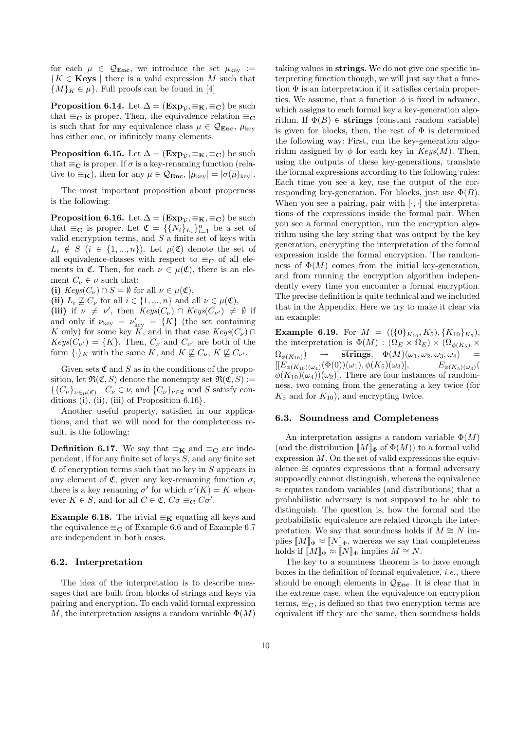for each $\mu \in \mathcal{Q}_{\mathbf{Enc}}$, we introduce the set $\mu_{\text{key}} := \{K \in \mathbf{Keys} \mid$ there is a valid expression $M$ such that $\{M\}_K \in \mu\}$. Full proofs can be found in [4]

**Proposition 6.14.** Let $\Delta = (\mathbf{Exp}_{\mathcal{V}}, \equiv_{\mathbf{K}}, \equiv_{\mathbf{C}})$ be such that $\equiv_{\mathbf{C}}$ is proper. Then, the equivalence relation $\equiv_{\mathbf{C}}$ is such that for any equivalence class $\mu \in \mathcal{Q}_{\mathbf{Enc}}$, $\mu_{\text{key}}$ has either one, or infinitely many elements.

**Proposition 6.15.** Let $\Delta = (\mathbf{Exp}_{\mathcal{V}}, \equiv_{\mathbf{K}}, \equiv_{\mathbf{C}})$ be such that $\equiv_{\mathbf{C}}$ is proper. If $\sigma$ is a key-renaming function (relative to $\equiv_{\mathbf{K}}$), then for any $\mu \in \mathcal{Q}_{\mathbf{Enc}}$, $|\mu_{\text{key}}| = |\sigma(\mu)_{\text{key}}|$.

The most important proposition about properness is the following:

**Proposition 6.16.** Let $\Delta = (\mathbf{Exp}_{\mathcal{V}}, \equiv_{\mathbf{K}}, \equiv_{\mathbf{C}})$ be such that $\equiv_{\mathbf{C}}$ is proper. Let $\mathfrak{C} = \{\{N_i\}_{L_i}\}_{i=1}^n$ be a set of valid encryption terms, and $S$ a finite set of keys with $L_i \notin S$ $(i \in \{1, ..., n\})$. Let $\mu(\mathfrak{C})$ denote the set of all equivalence-classes with respect to $\equiv_{\mathbf{C}}$ of all elements in $\mathfrak{C}$. Then, for each $\nu \in \mu(\mathfrak{C})$, there is an element $C_\nu \in \nu$ such that:
**(i)** $Keys(C_\nu) \cap S = \emptyset$ for all $\nu \in \mu(\mathfrak{C})$,
**(ii)** $L_i \not\sqsubseteq C_\nu$ for all $i \in \{1, ..., n\}$ and all $\nu \in \mu(\mathfrak{C})$,
**(iii)** if $\nu \neq \nu'$, then $Keys(C_\nu) \cap Keys(C_{\nu'}) \neq \emptyset$ if and only if $\nu_{\text{key}} = \nu'_{\text{key}} = \{K\}$ (the set containing $K$ only) for some key $K$, and in that case $Keys(C_\nu) \cap Keys(C_{\nu'}) = \{K\}$. Then, $C_\nu$ and $C_{\nu'}$ are both of the form $\{\cdot\}_K$ with the same $K$, and $K \not\sqsubseteq C_\nu$, $K \not\sqsubseteq C_{\nu'}$.

Given sets $\mathfrak{C}$ and $S$ as in the conditions of the proposition, let $\mathfrak{R}(\mathfrak{C}, S)$ denote the nonempty set $\mathfrak{R}(\mathfrak{C}, S) := \{\{C_\nu\}_{\nu \in \mu(\mathfrak{C})} \mid C_\nu \in \nu$, and $\{C_\nu\}_{\nu \in \mathfrak{C}}$ and $S$ satisfy conditions (i), (ii), (iii) of Proposition 6.16$\}$.

Another useful property, satisfied in our applications, and that we will need for the completeness result, is the following:

**Definition 6.17.** We say that $\equiv_{\mathbf{K}}$ and $\equiv_{\mathbf{C}}$ are independent, if for any finite set of keys $S$, and any finite set $\mathfrak{C}$ of encryption terms such that no key in $S$ appears in any element of $\mathfrak{C}$, given any key-renaming function $\sigma$, there is a key renaming $\sigma'$ for which $\sigma'(K) = K$ whenever $K \in S$, and for all $C \in \mathfrak{C}$, $C\sigma \equiv_{\mathbf{C}} C\sigma'$.

**Example 6.18.** The trivial $\equiv_{\mathbf{K}}$ equating all keys and the equivalence $\equiv_{\mathbf{C}}$ of Example 6.6 and of Example 6.7 are independent in both cases.

### 6.2. Interpretation

The idea of the interpretation is to describe messages that are built from blocks of strings and keys via pairing and encryption. To each valid formal expression $M$, the interpretation assigns a random variable $\Phi(M)$ taking values in $\overline{\mathbf{strings}}$. We do not give one specific interpreting function though, we will just say that a function $\Phi$ is an interpretation if it satisfies certain properties. We assume, that a function $\phi$ is fixed in advance, which assigns to each formal key a key-generation algorithm. If $\Phi(B) \in \overline{\mathbf{strings}}$ (constant random variable) is given for blocks, then, the rest of $\Phi$ is determined the following way: First, run the key-generation algorithm assigned by $\phi$ for each key in $Keys(M)$. Then, using the outputs of these key-generations, translate the formal expressions according to the following rules: Each time you see a key, use the output of the corresponding key-generation. For blocks, just use $\Phi(B)$. When you see a pairing, pair with $[\cdot,\cdot]$ the interpretations of the expressions inside the formal pair. When you see a formal encryption, run the encryption algorithm using the key string that was output by the key generation, encrypting the interpretation of the formal expression inside the formal encryption. The randomness of $\Phi(M)$ comes from the initial key-generation, and from running the encryption algorithm independently every time you encounter a formal encryption. The precise definition is quite technical and we included that in the Appendix. Here we try to make it clear via an example:

**Example 6.19.** For $M = ((\{0\}_{K_{10}}, K_5), \{K_{10}\}_{K_5})$, the interpretation is $\Phi(M) : (\Omega_E \times \Omega_E) \times (\Omega_{\phi(K_5)} \times \Omega_{\phi(K_{10})}) \rightarrow \overline{\mathbf{strings}}$, $\Phi(M)(\omega_1, \omega_2, \omega_3, \omega_4) = [[E_{\phi(K_{10})(\omega_4)}(\Phi(0))(\omega_1), \phi(K_5)(\omega_3)], \quad E_{\phi(K_5)(\omega_3)}(\phi(K_{10})(\omega_4))(\omega_2)]$. There are four instances of randomness, two coming from the generating a key twice (for $K_5$ and for $K_{10}$), and encrypting twice.

### 6.3. Soundness and Completeness

An interpretation assigns a random variable $\Phi(M)$ (and the distribution $[\![M]\!]_\Phi$ of $\Phi(M)$) to a formal valid expression $M$. On the set of valid expressions the equivalence $\cong$ equates expressions that a formal adversary supposedly cannot distinguish, whereas the equivalence $\approx$ equates random variables (and distributions) that a probabilistic adversary is not supposed to be able to distinguish. The question is, how the formal and the probabilistic equivalence are related through the interpretation. We say that soundness holds if $M \cong N$ implies $[\![M]\!]_\Phi \approx [\![N]\!]_\Phi$, whereas we say that completeness holds if $[\![M]\!]_\Phi \approx [\![N]\!]_\Phi$ implies $M \cong N$.

The key to a soundness theorem is to have enough boxes in the definition of formal equivalence, *i.e.*, there should be enough elements in $\mathcal{Q}_{\mathbf{Enc}}$. It is clear that in the extreme case, when the equivalence on encryption terms, $\equiv_{\mathbf{C}}$, is defined so that two encryption terms are equivalent iff they are the same, then soundness holds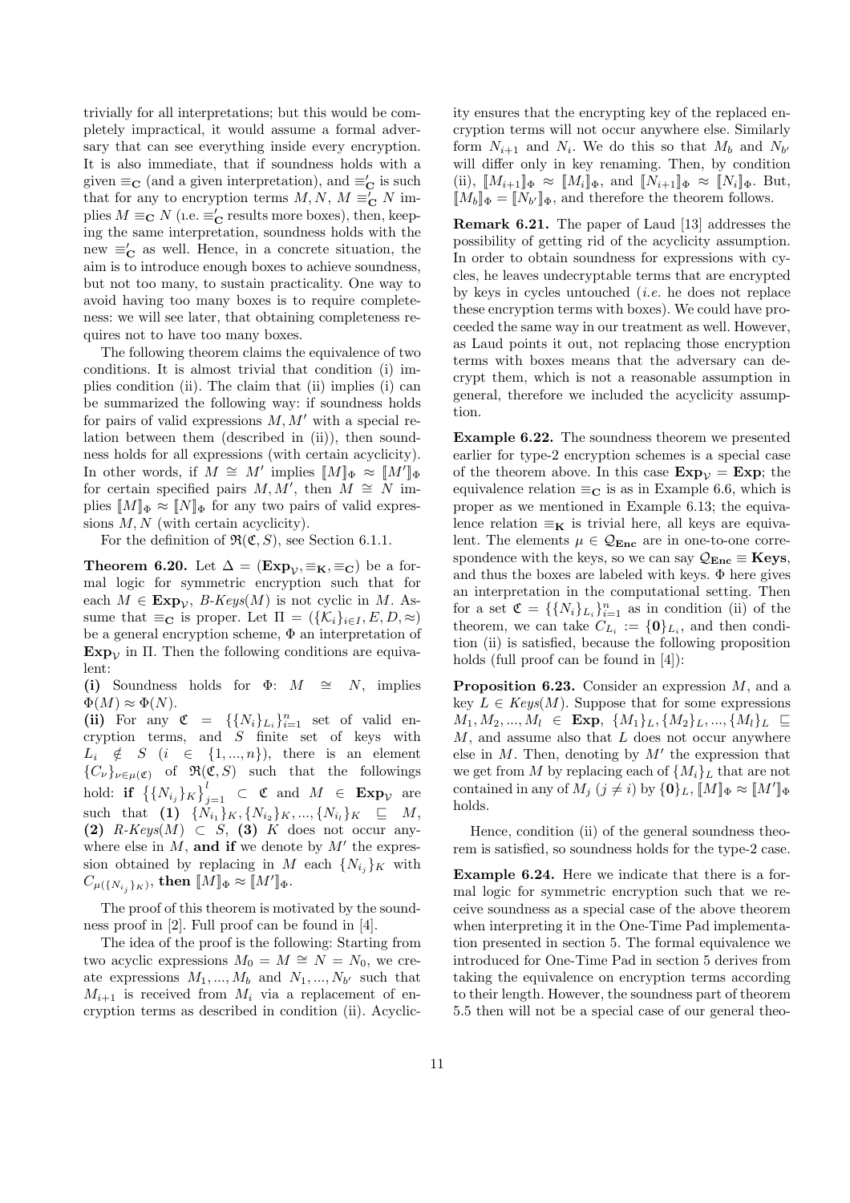trivially for all interpretations; but this would be completely impractical, it would assume a formal adversary that can see everything inside every encryption. It is also immediate, that if soundness holds with a given $\equiv_{\mathbf{C}}$ (and a given interpretation), and $\equiv'_{\mathbf{C}}$ is such that for any to encryption terms $M, N$, $M \equiv'_{\mathbf{C}} N$ implies $M \equiv_{\mathbf{C}} N$ (i.e. $\equiv'_{\mathbf{C}}$ results more boxes), then, keeping the same interpretation, soundness holds with the new $\equiv'_{\mathbf{C}}$ as well. Hence, in a concrete situation, the aim is to introduce enough boxes to achieve soundness, but not too many, to sustain practicality. One way to avoid having too many boxes is to require completeness: we will see later, that obtaining completeness requires not to have too many boxes.

The following theorem claims the equivalence of two conditions. It is almost trivial that condition (i) implies condition (ii). The claim that (ii) implies (i) can be summarized the following way: if soundness holds for pairs of valid expressions $M, M'$ with a special relation between them (described in (ii)), then soundness holds for all expressions (with certain acyclicity). In other words, if $M \cong M'$ implies $[\![M]\!]_\Phi \approx [\![M']\!]_\Phi$ for certain specified pairs $M, M'$, then $M \cong N$ implies $[\![M]\!]_\Phi \approx [\![N]\!]_\Phi$ for any two pairs of valid expressions $M, N$ (with certain acyclicity).

For the definition of $\mathfrak{R}(\mathfrak{C}, S)$, see Section 6.1.1.

**Theorem 6.20.** Let $\Delta = (\mathbf{Exp}_\mathcal{V}, \equiv_\mathbf{K}, \equiv_\mathbf{C})$ be a formal logic for symmetric encryption such that for each $M \in \mathbf{Exp}_\mathcal{V}$, *B-Keys*$(M)$ is not cyclic in $M$. Assume that $\equiv_\mathbf{C}$ is proper. Let $\Pi = (\{\mathcal{K}_i\}_{i\in I}, E, D, \approx)$ be a general encryption scheme, $\Phi$ an interpretation of $\mathbf{Exp}_\mathcal{V}$ in $\Pi$. Then the following conditions are equivalent:

**(i)** Soundness holds for $\Phi$: $M \cong N$, implies $\Phi(M) \approx \Phi(N)$.

**(ii)** For any $\mathfrak{C} = \{\{N_i\}_{L_i}\}_{i=1}^n$ set of valid encryption terms, and $S$ finite set of keys with $L_i \notin S$ $(i \in \{1, ..., n\})$, there is an element $\{C_\nu\}_{\nu\in\mu(\mathfrak{C})}$ of $\mathfrak{R}(\mathfrak{C}, S)$ such that the followings hold: **if** $\left\{\{N_{i_j}\}_K\right\}_{j=1}^l \subset \mathfrak{C}$ and $M \in \mathbf{Exp}_\mathcal{V}$ are such that **(1)** $\{N_{i_1}\}_K, \{N_{i_2}\}_K, ..., \{N_{i_l}\}_K \sqsubseteq M$, **(2)** *R-Keys*$(M) \subset S$, **(3)** $K$ does not occur anywhere else in $M$, **and if** we denote by $M'$ the expression obtained by replacing in $M$ each $\{N_{i_j}\}_K$ with $C_{\mu(\{N_{i_j}\}_K)}$, **then** $[\![M]\!]_\Phi \approx [\![M']\!]_\Phi$.

The proof of this theorem is motivated by the soundness proof in [2]. Full proof can be found in [4].

The idea of the proof is the following: Starting from two acyclic expressions $M_0 = M \cong N = N_0$, we create expressions $M_1, ..., M_b$ and $N_1, ..., N_{b'}$ such that $M_{i+1}$ is received from $M_i$ via a replacement of encryption terms as described in condition (ii). Acyclicity ensures that the encrypting key of the replaced encryption terms will not occur anywhere else. Similarly form $N_{i+1}$ and $N_i$. We do this so that $M_b$ and $N_{b'}$ will differ only in key renaming. Then, by condition (ii), $[\![M_{i+1}]\!]_\Phi \approx [\![M_i]\!]_\Phi$, and $[\![N_{i+1}]\!]_\Phi \approx [\![N_i]\!]_\Phi$. But, $[\![M_b]\!]_\Phi = [\![N_{b'}]\!]_\Phi$, and therefore the theorem follows.

**Remark 6.21.** The paper of Laud [13] addresses the possibility of getting rid of the acyclicity assumption. In order to obtain soundness for expressions with cycles, he leaves undecryptable terms that are encrypted by keys in cycles untouched (*i.e.* he does not replace these encryption terms with boxes). We could have proceeded the same way in our treatment as well. However, as Laud points it out, not replacing those encryption terms with boxes means that the adversary can decrypt them, which is not a reasonable assumption in general, therefore we included the acyclicity assumption.

**Example 6.22.** The soundness theorem we presented earlier for type-2 encryption schemes is a special case of the theorem above. In this case $\mathbf{Exp}_\mathcal{V} = \mathbf{Exp}$; the equivalence relation $\equiv_\mathbf{C}$ is as in Example 6.6, which is proper as we mentioned in Example 6.13; the equivalence relation $\equiv_\mathbf{K}$ is trivial here, all keys are equivalent. The elements $\mu \in \mathcal{Q}_\mathbf{Enc}$ are in one-to-one correspondence with the keys, so we can say $\mathcal{Q}_\mathbf{Enc} \equiv \mathbf{Keys}$, and thus the boxes are labeled with keys. $\Phi$ here gives an interpretation in the computational setting. Then for a set $\mathfrak{C} = \{\{N_i\}_{L_i}\}_{i=1}^n$ as in condition (ii) of the theorem, we can take $C_{L_i} := \{\mathbf{0}\}_{L_i}$, and then condition (ii) is satisfied, because the following proposition holds (full proof can be found in [4]):

**Proposition 6.23.** Consider an expression $M$, and a key $L \in Keys(M)$. Suppose that for some expressions $M_1, M_2, ..., M_l \in \mathbf{Exp}$, $\{M_1\}_L, \{M_2\}_L, ..., \{M_l\}_L \sqsubseteq M$, and assume also that $L$ does not occur anywhere else in $M$. Then, denoting by $M'$ the expression that we get from $M$ by replacing each of $\{M_i\}_L$ that are not contained in any of $M_j$ $(j \neq i)$ by $\{\mathbf{0}\}_L$, $[\![M]\!]_\Phi \approx [\![M']\!]_\Phi$ holds.

Hence, condition (ii) of the general soundness theorem is satisfied, so soundness holds for the type-2 case.

**Example 6.24.** Here we indicate that there is a formal logic for symmetric encryption such that we receive soundness as a special case of the above theorem when interpreting it in the One-Time Pad implementation presented in section 5. The formal equivalence we introduced for One-Time Pad in section 5 derives from taking the equivalence on encryption terms according to their length. However, the soundness part of theorem 5.5 then will not be a special case of our general theo-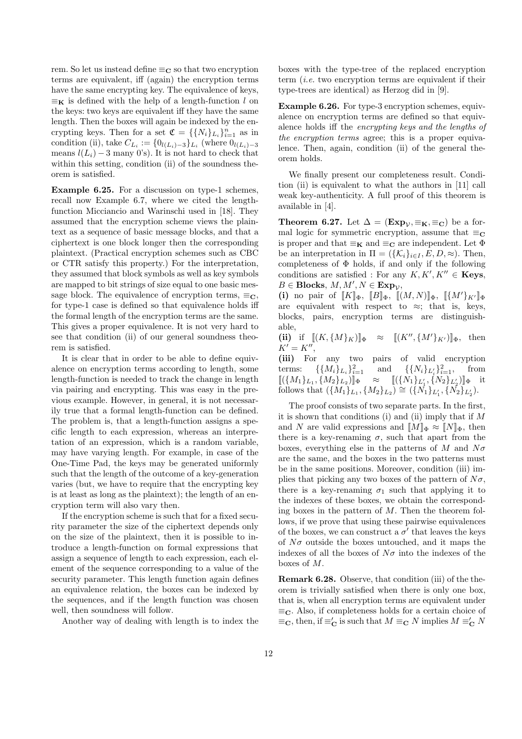rem. So let us instead define $\equiv_{\mathbf{C}}$ so that two encryption terms are equivalent, iff (again) the encryption terms have the same encrypting key. The equivalence of keys, $\equiv_{\mathbf{K}}$ is defined with the help of a length-function $l$ on the keys: two keys are equivalent iff they have the same length. Then the boxes will again be indexed by the encrypting keys. Then for a set $\mathfrak{C} = \{\{N_i\}_{L_i}\}_{i=1}^n$ as in condition (ii), take $C_{L_i} := \{0_{l(L_i)-3}\}_{L_i}$ (where $0_{l(L_i)-3}$ means $l(L_i)-3$ many 0's). It is not hard to check that within this setting, condition (ii) of the soundness theorem is satisfied.

**Example 6.25.** For a discussion on type-1 schemes, recall now Example 6.7, where we cited the length-function Micciancio and Warinschi used in [18]. They assumed that the encryption scheme views the plaintext as a sequence of basic message blocks, and that a ciphertext is one block longer then the corresponding plaintext. (Practical encryption schemes such as CBC or CTR satisfy this property.) For the interpretation, they assumed that block symbols as well as key symbols are mapped to bit strings of size equal to one basic message block. The equivalence of encryption terms, $\equiv_{\mathbf{C}}$, for type-1 case is defined so that equivalence holds iff the formal length of the encryption terms are the same. This gives a proper equivalence. It is not very hard to see that condition (ii) of our general soundness theorem is satisfied.

It is clear that in order to be able to define equivalence on encryption terms according to length, some length-function is needed to track the change in length via pairing and encrypting. This was easy in the previous example. However, in general, it is not necessarily true that a formal length-function can be defined. The problem is, that a length-function assigns a specific length to each expression, whereas an interpretation of an expression, which is a random variable, may have varying length. For example, in case of the One-Time Pad, the keys may be generated uniformly such that the length of the outcome of a key-generation varies (but, we have to require that the encrypting key is at least as long as the plaintext); the length of an encryption term will also vary then.

If the encryption scheme is such that for a fixed security parameter the size of the ciphertext depends only on the size of the plaintext, then it is possible to introduce a length-function on formal expressions that assign a sequence of length to each expression, each element of the sequence corresponding to a value of the security parameter. This length function again defines an equivalence relation, the boxes can be indexed by the sequences, and if the length function was chosen well, then soundness will follow.

Another way of dealing with length is to index the boxes with the type-tree of the replaced encryption term (*i.e.* two encryption terms are equivalent if their type-trees are identical) as Herzog did in [9].

**Example 6.26.** For type-3 encryption schemes, equivalence on encryption terms are defined so that equivalence holds iff the *encrypting keys and the lengths of the encryption terms* agree; this is a proper equivalence. Then, again, condition (ii) of the general theorem holds.

We finally present our completeness result. Condition (ii) is equivalent to what the authors in [11] call weak key-authenticity. A full proof of this theorem is available in [4].

**Theorem 6.27.** Let $\Delta = (\mathbf{Exp}_{\mathcal{V}}, \equiv_{\mathbf{K}}, \equiv_{\mathbf{C}})$ be a formal logic for symmetric encryption, assume that $\equiv_{\mathbf{C}}$ is proper and that $\equiv_{\mathbf{K}}$ and $\equiv_{\mathbf{C}}$ are independent. Let $\Phi$ be an interpretation in $\Pi = (\{\mathcal{K}_i\}_{i\in I}, E, D, \approx)$. Then, completeness of $\Phi$ holds, if and only if the following conditions are satisfied : For any $K, K', K'' \in \mathbf{Keys}$, $B \in \mathbf{Blocks}$, $M, M', N \in \mathbf{Exp}_{\mathcal{V}}$,
**(i)** no pair of $[\![K]\!]_\Phi$, $[\![B]\!]_\Phi$, $[\![(M,N)]\!]_\Phi$, $[\![\{M'\}_{K'}]\!]_\Phi$ are equivalent with respect to $\approx$; that is, keys, blocks, pairs, encryption terms are distinguishable,
**(ii)** if $[\![(K, \{M\}_K)]\!]_\Phi \approx [\![(K'', \{M'\}_{K'})]\!]_\Phi$, then $K' = K''$,
**(iii)** For any two pairs of valid encryption terms: $\{\{M_i\}_{L_i}\}_{i=1}^2$ and $\{\{N_i\}_{L'_i}\}_{i=1}^2$, from $[\![(\{M_1\}_{L_1}, \{M_2\}_{L_2})]\!]_\Phi \approx [\![(\{N_1\}_{L'_1}, \{N_2\}_{L'_2})]\!]_\Phi$ it follows that $(\{M_1\}_{L_1}, \{M_2\}_{L_2}) \cong (\{N_1\}_{L'_1}, \{N_2\}_{L'_2})$.

The proof consists of two separate parts. In the first, it is shown that conditions (i) and (ii) imply that if $M$ and $N$ are valid expressions and $[\![M]\!]_\Phi \approx [\![N]\!]_\Phi$, then there is a key-renaming $\sigma$, such that apart from the boxes, everything else in the patterns of $M$ and $N\sigma$ are the same, and the boxes in the two patterns must be in the same positions. Moreover, condition (iii) implies that picking any two boxes of the pattern of $N\sigma$, there is a key-renaming $\sigma_1$ such that applying it to the indexes of these boxes, we obtain the corresponding boxes in the pattern of $M$. Then the theorem follows, if we prove that using these pairwise equivalences of the boxes, we can construct a $\sigma'$ that leaves the keys of $N\sigma$ outside the boxes untouched, and it maps the indexes of all the boxes of $N\sigma$ into the indexes of the boxes of $M$.

**Remark 6.28.** Observe, that condition (iii) of the theorem is trivially satisfied when there is only one box, that is, when all encryption terms are equivalent under $\equiv_{\mathbf{C}}$. Also, if completeness holds for a certain choice of $\equiv_{\mathbf{C}}$, then, if $\equiv'_{\mathbf{C}}$ is such that $M \equiv_{\mathbf{C}} N$ implies $M \equiv'_{\mathbf{C}} N$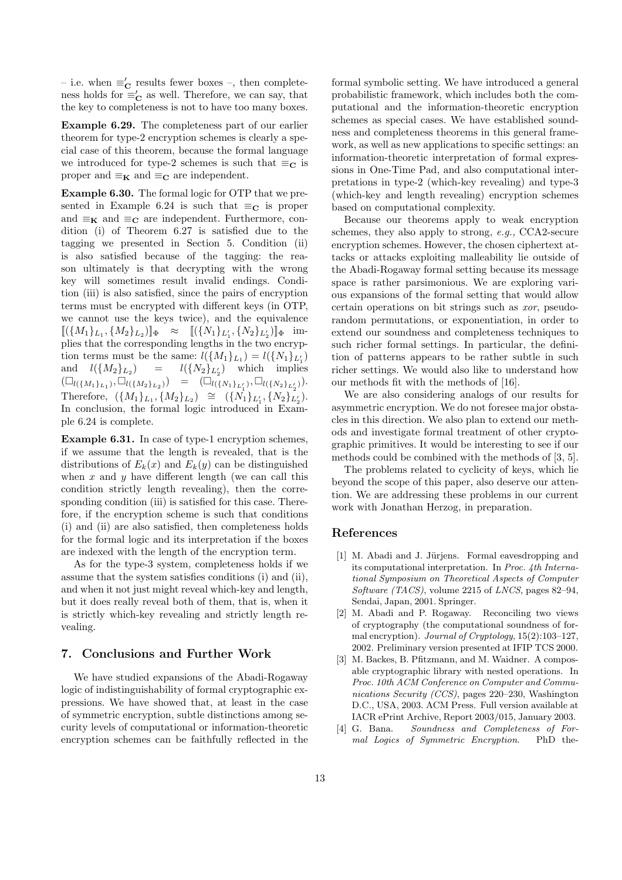– i.e. when $\equiv'_{\mathbf{C}}$ results fewer boxes –, then completeness holds for $\equiv'_{\mathbf{C}}$ as well. Therefore, we can say, that the key to completeness is not to have too many boxes.

**Example 6.29.** The completeness part of our earlier theorem for type-2 encryption schemes is clearly a special case of this theorem, because the formal language we introduced for type-2 schemes is such that $\equiv_{\mathbf{C}}$ is proper and $\equiv_{\mathbf{K}}$ and $\equiv_{\mathbf{C}}$ are independent.

**Example 6.30.** The formal logic for OTP that we presented in Example 6.24 is such that $\equiv_{\mathbf{C}}$ is proper and $\equiv_{\mathbf{K}}$ and $\equiv_{\mathbf{C}}$ are independent. Furthermore, condition (i) of Theorem 6.27 is satisfied due to the tagging we presented in Section 5. Condition (ii) is also satisfied because of the tagging: the reason ultimately is that decrypting with the wrong key will sometimes result invalid endings. Condition (iii) is also satisfied, since the pairs of encryption terms must be encrypted with different keys (in OTP, we cannot use the keys twice), and the equivalence $[\![(\{M_1\}_{L_1}, \{M_2\}_{L_2})]\!]_\Phi \approx [\![(\{N_1\}_{L'_1}, \{N_2\}_{L'_2})]\!]_\Phi$ implies that the corresponding lengths in the two encryption terms must be the same: $l(\{M_1\}_{L_1}) = l(\{N_1\}_{L'_1})$ and $l(\{M_2\}_{L_2}) = l(\{N_2\}_{L'_2})$ which implies $(\Box_{l(\{M_1\}_{L_1})}, \Box_{l(\{M_2\}_{L_2})}) = (\Box_{l(\{N_1\}_{L'_1})}, \Box_{l(\{N_2\}_{L'_2})})$. Therefore, $(\{M_1\}_{L_1}, \{M_2\}_{L_2}) \cong (\{N_1\}_{L'_1}, \{N_2\}_{L'_2})$. In conclusion, the formal logic introduced in Example 6.24 is complete.

**Example 6.31.** In case of type-1 encryption schemes, if we assume that the length is revealed, that is the distributions of $E_k(x)$ and $E_k(y)$ can be distinguished when $x$ and $y$ have different length (we can call this condition strictly length revealing), then the corresponding condition (iii) is satisfied for this case. Therefore, if the encryption scheme is such that conditions (i) and (ii) are also satisfied, then completeness holds for the formal logic and its interpretation if the boxes are indexed with the length of the encryption term.

As for the type-3 system, completeness holds if we assume that the system satisfies conditions (i) and (ii), and when it not just might reveal which-key and length, but it does really reveal both of them, that is, when it is strictly which-key revealing and strictly length revealing.

## 7. Conclusions and Further Work

We have studied expansions of the Abadi-Rogaway logic of indistinguishability of formal cryptographic expressions. We have showed that, at least in the case of symmetric encryption, subtle distinctions among security levels of computational or information-theoretic encryption schemes can be faithfully reflected in the formal symbolic setting. We have introduced a general probabilistic framework, which includes both the computational and the information-theoretic encryption schemes as special cases. We have established soundness and completeness theorems in this general framework, as well as new applications to specific settings: an information-theoretic interpretation of formal expressions in One-Time Pad, and also computational interpretations in type-2 (which-key revealing) and type-3 (which-key and length revealing) encryption schemes based on computational complexity.

Because our theorems apply to weak encryption schemes, they also apply to strong, *e.g.,* CCA2-secure encryption schemes. However, the chosen ciphertext attacks or attacks exploiting malleability lie outside of the Abadi-Rogaway formal setting because its message space is rather parsimonious. We are exploring various expansions of the formal setting that would allow certain operations on bit strings such as *xor*, pseudorandom permutations, or exponentiation, in order to extend our soundness and completeness techniques to such richer formal settings. In particular, the definition of patterns appears to be rather subtle in such richer settings. We would also like to understand how our methods fit with the methods of [16].

We are also considering analogs of our results for asymmetric encryption. We do not foresee major obstacles in this direction. We also plan to extend our methods and investigate formal treatment of other cryptographic primitives. It would be interesting to see if our methods could be combined with the methods of [3, 5].

The problems related to cyclicity of keys, which lie beyond the scope of this paper, also deserve our attention. We are addressing these problems in our current work with Jonathan Herzog, in preparation.

## References

[1] M. Abadi and J. Jürjens. Formal eavesdropping and its computational interpretation. In *Proc. 4th International Symposium on Theoretical Aspects of Computer Software (TACS)*, volume 2215 of *LNCS*, pages 82–94, Sendai, Japan, 2001. Springer.

[2] M. Abadi and P. Rogaway. Reconciling two views of cryptography (the computational soundness of formal encryption). *Journal of Cryptology*, 15(2):103–127, 2002. Preliminary version presented at IFIP TCS 2000.

[3] M. Backes, B. Pfitzmann, and M. Waidner. A composable cryptographic library with nested operations. In *Proc. 10th ACM Conference on Computer and Communications Security (CCS)*, pages 220–230, Washington D.C., USA, 2003. ACM Press. Full version available at IACR ePrint Archive, Report 2003/015, January 2003.

[4] G. Bana. *Soundness and Completeness of Formal Logics of Symmetric Encryption*. PhD the-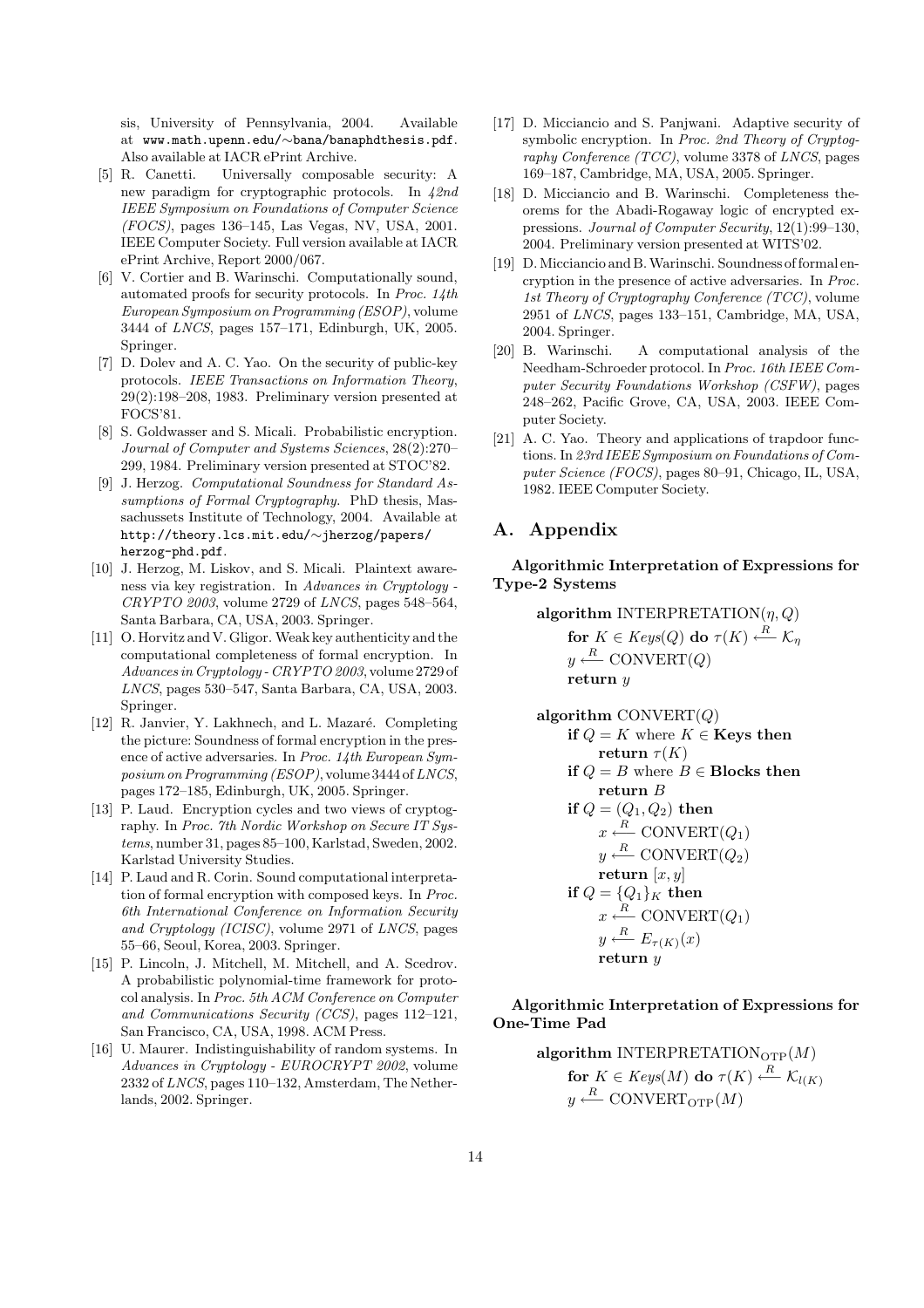sis, University of Pennsylvania, 2004. Available at www.math.upenn.edu/∼bana/banaphdthesis.pdf. Also available at IACR ePrint Archive.

[5] R. Canetti. Universally composable security: A new paradigm for cryptographic protocols. In *42nd IEEE Symposium on Foundations of Computer Science (FOCS)*, pages 136–145, Las Vegas, NV, USA, 2001. IEEE Computer Society. Full version available at IACR ePrint Archive, Report 2000/067.

[6] V. Cortier and B. Warinschi. Computationally sound, automated proofs for security protocols. In *Proc. 14th European Symposium on Programming (ESOP)*, volume 3444 of *LNCS*, pages 157–171, Edinburgh, UK, 2005. Springer.

[7] D. Dolev and A. C. Yao. On the security of public-key protocols. *IEEE Transactions on Information Theory*, 29(2):198–208, 1983. Preliminary version presented at FOCS'81.

[8] S. Goldwasser and S. Micali. Probabilistic encryption. *Journal of Computer and Systems Sciences*, 28(2):270–299, 1984. Preliminary version presented at STOC'82.

[9] J. Herzog. *Computational Soundness for Standard Assumptions of Formal Cryptography*. PhD thesis, Massachussets Institute of Technology, 2004. Available at http://theory.lcs.mit.edu/∼jherzog/papers/herzog-phd.pdf.

[10] J. Herzog, M. Liskov, and S. Micali. Plaintext awareness via key registration. In *Advances in Cryptology - CRYPTO 2003*, volume 2729 of *LNCS*, pages 548–564, Santa Barbara, CA, USA, 2003. Springer.

[11] O. Horvitz and V. Gligor. Weak key authenticity and the computational completeness of formal encryption. In *Advances in Cryptology - CRYPTO 2003*, volume 2729 of *LNCS*, pages 530–547, Santa Barbara, CA, USA, 2003. Springer.

[12] R. Janvier, Y. Lakhnech, and L. Mazaré. Completing the picture: Soundness of formal encryption in the presence of active adversaries. In *Proc. 14th European Symposium on Programming (ESOP)*, volume 3444 of *LNCS*, pages 172–185, Edinburgh, UK, 2005. Springer.

[13] P. Laud. Encryption cycles and two views of cryptography. In *Proc. 7th Nordic Workshop on Secure IT Systems*, number 31, pages 85–100, Karlstad, Sweden, 2002. Karlstad University Studies.

[14] P. Laud and R. Corin. Sound computational interpretation of formal encryption with composed keys. In *Proc. 6th International Conference on Information Security and Cryptology (ICISC)*, volume 2971 of *LNCS*, pages 55–66, Seoul, Korea, 2003. Springer.

[15] P. Lincoln, J. Mitchell, M. Mitchell, and A. Scedrov. A probabilistic polynomial-time framework for protocol analysis. In *Proc. 5th ACM Conference on Computer and Communications Security (CCS)*, pages 112–121, San Francisco, CA, USA, 1998. ACM Press.

[16] U. Maurer. Indistinguishability of random systems. In *Advances in Cryptology - EUROCRYPT 2002*, volume 2332 of *LNCS*, pages 110–132, Amsterdam, The Netherlands, 2002. Springer.

[17] D. Micciancio and S. Panjwani. Adaptive security of symbolic encryption. In *Proc. 2nd Theory of Cryptography Conference (TCC)*, volume 3378 of *LNCS*, pages 169–187, Cambridge, MA, USA, 2005. Springer.

[18] D. Micciancio and B. Warinschi. Completeness theorems for the Abadi-Rogaway logic of encrypted expressions. *Journal of Computer Security*, 12(1):99–130, 2004. Preliminary version presented at WITS'02.

[19] D. Micciancio and B. Warinschi. Soundness of formal encryption in the presence of active adversaries. In *Proc. 1st Theory of Cryptography Conference (TCC)*, volume 2951 of *LNCS*, pages 133–151, Cambridge, MA, USA, 2004. Springer.

[20] B. Warinschi. A computational analysis of the Needham-Schroeder protocol. In *Proc. 16th IEEE Computer Security Foundations Workshop (CSFW)*, pages 248–262, Pacific Grove, CA, USA, 2003. IEEE Computer Society.

[21] A. C. Yao. Theory and applications of trapdoor functions. In *23rd IEEE Symposium on Foundations of Computer Science (FOCS)*, pages 80–91, Chicago, IL, USA, 1982. IEEE Computer Society.

# A. Appendix

**Algorithmic Interpretation of Expressions for Type-2 Systems**

**algorithm** INTERPRETATION$(\eta, Q)$
  **for** $K \in \mathit{Keys}(Q)$ **do** $\tau(K) \xleftarrow{R} \mathcal{K}_\eta$
  $y \xleftarrow{R}$ CONVERT$(Q)$
  **return** $y$

**algorithm** CONVERT$(Q)$
  **if** $Q = K$ where $K \in$ **Keys then**
    **return** $\tau(K)$
  **if** $Q = B$ where $B \in$ **Blocks then**
    **return** $B$
  **if** $Q = (Q_1, Q_2)$ **then**
    $x \xleftarrow{R}$ CONVERT$(Q_1)$
    $y \xleftarrow{R}$ CONVERT$(Q_2)$
    **return** $[x, y]$
  **if** $Q = \{Q_1\}_K$ **then**
    $x \xleftarrow{R}$ CONVERT$(Q_1)$
    $y \xleftarrow{R} E_{\tau(K)}(x)$
    **return** $y$

**Algorithmic Interpretation of Expressions for One-Time Pad**

**algorithm** INTERPRETATION$_{\mathrm{OTP}}(M)$
  **for** $K \in \mathit{Keys}(M)$ **do** $\tau(K) \xleftarrow{R} \mathcal{K}_{l(K)}$
  $y \xleftarrow{R}$ CONVERT$_{\mathrm{OTP}}(M)$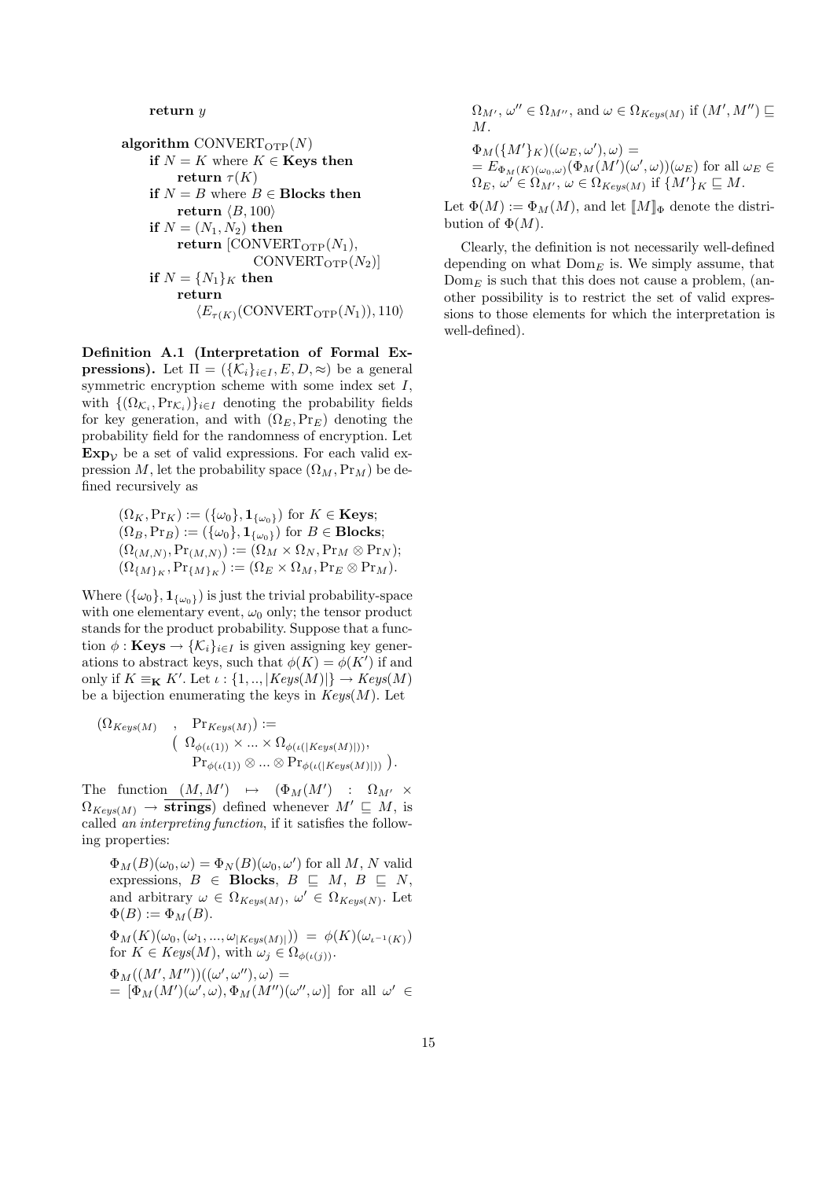```
        return y

algorithm CONVERT_OTP(N)
    if N = K where K ∈ Keys then
        return τ(K)
    if N = B where B ∈ Blocks then
        return ⟨B, 100⟩
    if N = (N_1, N_2) then
        return [CONVERT_OTP(N_1),
                CONVERT_OTP(N_2)]
    if N = {N_1}_K then
        return
            ⟨E_τ(K)(CONVERT_OTP(N_1)), 110⟩
```

**Definition A.1 (Interpretation of Formal Expressions).** Let $\Pi = (\{\mathcal{K}_i\}_{i\in I}, E, D, \approx)$ be a general symmetric encryption scheme with some index set $I$, with $\{(\Omega_{\mathcal{K}_i}, \mathrm{Pr}_{\mathcal{K}_i})\}_{i\in I}$ denoting the probability fields for key generation, and with $(\Omega_E, \mathrm{Pr}_E)$ denoting the probability field for the randomness of encryption. Let $\mathbf{Exp}_{\mathcal{V}}$ be a set of valid expressions. For each valid expression $M$, let the probability space $(\Omega_M, \mathrm{Pr}_M)$ be defined recursively as

$$(\Omega_K, \mathrm{Pr}_K) := (\{\omega_0\}, \mathbf{1}_{\{\omega_0\}}) \text{ for } K \in \mathbf{Keys};$$
$$(\Omega_B, \mathrm{Pr}_B) := (\{\omega_0\}, \mathbf{1}_{\{\omega_0\}}) \text{ for } B \in \mathbf{Blocks};$$
$$(\Omega_{(M,N)}, \mathrm{Pr}_{(M,N)}) := (\Omega_M \times \Omega_N, \mathrm{Pr}_M \otimes \mathrm{Pr}_N);$$
$$(\Omega_{\{M\}_K}, \mathrm{Pr}_{\{M\}_K}) := (\Omega_E \times \Omega_M, \mathrm{Pr}_E \otimes \mathrm{Pr}_M).$$

Where $(\{\omega_0\}, \mathbf{1}_{\{\omega_0\}})$ is just the trivial probability-space with one elementary event, $\omega_0$ only; the tensor product stands for the product probability. Suppose that a function $\phi : \mathbf{Keys} \to \{\mathcal{K}_i\}_{i\in I}$ is given assigning key generations to abstract keys, such that $\phi(K) = \phi(K')$ if and only if $K \equiv_{\mathbf{K}} K'$. Let $\iota : \{1, .., |Keys(M)|\} \to Keys(M)$ be a bijection enumerating the keys in $Keys(M)$. Let

$$(\Omega_{Keys(M)} \quad , \quad \mathrm{Pr}_{Keys(M)}) := \big( \Omega_{\phi(\iota(1))} \times ... \times \Omega_{\phi(\iota(|Keys(M)|))}, \mathrm{Pr}_{\phi(\iota(1))} \otimes ... \otimes \mathrm{Pr}_{\phi(\iota(|Keys(M)|))} \big).$$

The function $(M, M') \mapsto (\Phi_M(M') : \Omega_{M'} \times \Omega_{Keys(M)} \to \overline{\mathbf{strings}})$ defined whenever $M' \sqsubseteq M$, is called *an interpreting function*, if it satisfies the following properties:

$\Phi_M(B)(\omega_0, \omega) = \Phi_N(B)(\omega_0, \omega')$ for all $M$, $N$ valid expressions, $B \in \mathbf{Blocks}$, $B \sqsubseteq M$, $B \sqsubseteq N$, and arbitrary $\omega \in \Omega_{Keys(M)}$, $\omega' \in \Omega_{Keys(N)}$. Let $\Phi(B) := \Phi_M(B)$.

$\Phi_M(K)(\omega_0, (\omega_1, ..., \omega_{|Keys(M)|})) = \phi(K)(\omega_{\iota^{-1}(K)})$ for $K \in Keys(M)$, with $\omega_j \in \Omega_{\phi(\iota(j))}$.

$\Phi_M((M', M''))((\omega', \omega''), \omega) = [\Phi_M(M')(\omega', \omega), \Phi_M(M'')(\omega'', \omega)]$ for all $\omega' \in \Omega_{M'}$, $\omega'' \in \Omega_{M''}$, and $\omega \in \Omega_{Keys(M)}$ if $(M', M'') \sqsubseteq M$.

$\Phi_M(\{M'\}_K)((\omega_E, \omega'), \omega) = E_{\Phi_M(K)(\omega_0,\omega)}(\Phi_M(M')(\omega', \omega))(\omega_E)$ for all $\omega_E \in \Omega_E$, $\omega' \in \Omega_{M'}$, $\omega \in \Omega_{Keys(M)}$ if $\{M'\}_K \sqsubseteq M$.

Let $\Phi(M) := \Phi_M(M)$, and let $[\![M]\!]_\Phi$ denote the distribution of $\Phi(M)$.

Clearly, the definition is not necessarily well-defined depending on what $\mathrm{Dom}_E$ is. We simply assume, that $\mathrm{Dom}_E$ is such that this does not cause a problem, (another possibility is to restrict the set of valid expressions to those elements for which the interpretation is well-defined).